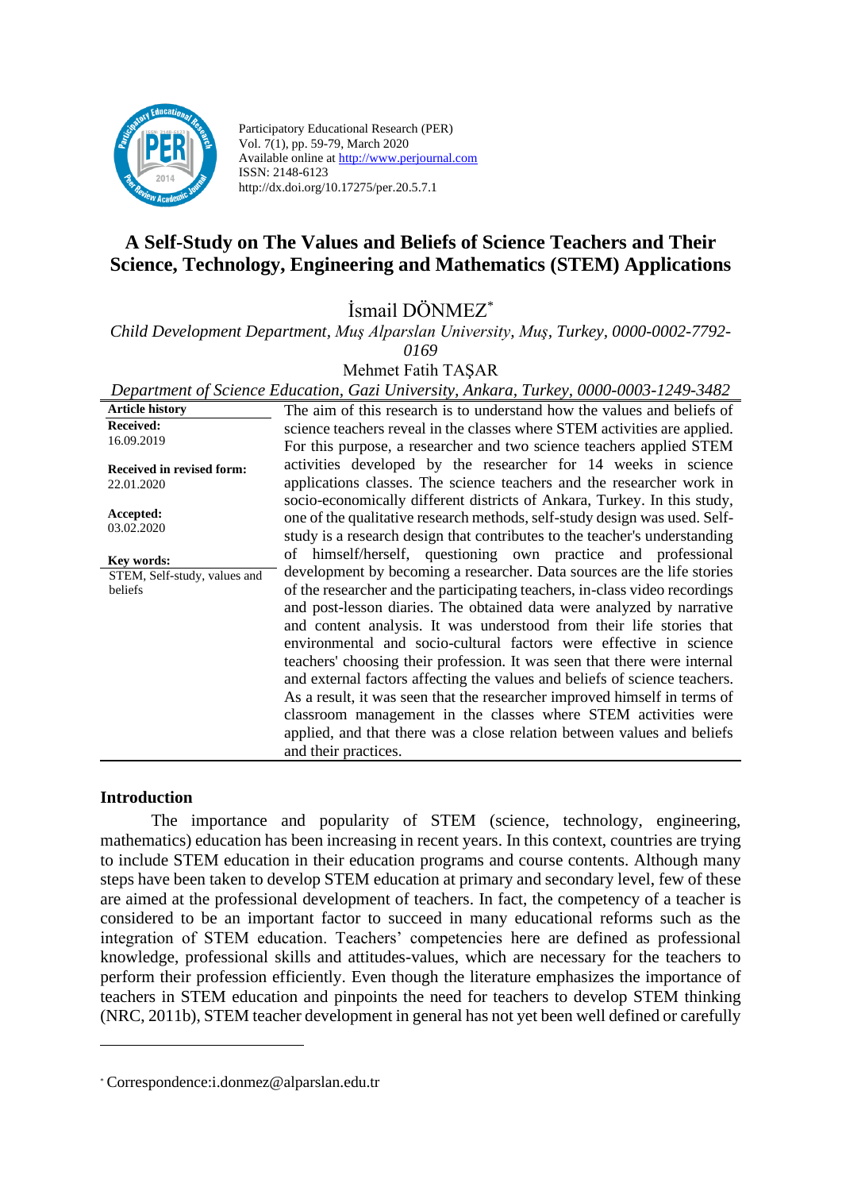Participatory Educational Research (PER)
Vol. 7(1), pp. 59-79, March 2020
Available online at http://www.perjournal.com
ISSN: 2148-6123
http://dx.doi.org/10.17275/per.20.5.7.1

# A Self-Study on The Values and Beliefs of Science Teachers and Their Science, Technology, Engineering and Mathematics (STEM) Applications

İsmail DÖNMEZ[*]

*Child Development Department, Muş Alparslan University, Muş, Turkey, 0000-0002-7792-0169*

Mehmet Fatih TAŞAR

*Department of Science Education, Gazi University, Ankara, Turkey, 0000-0003-1249-3482*

**Article history**
**Received:**
16.09.2019

**Received in revised form:**
22.01.2020

**Accepted:**
03.02.2020

**Key words:**
STEM, Self-study, values and beliefs

The aim of this research is to understand how the values and beliefs of science teachers reveal in the classes where STEM activities are applied. For this purpose, a researcher and two science teachers applied STEM activities developed by the researcher for 14 weeks in science applications classes. The science teachers and the researcher work in socio-economically different districts of Ankara, Turkey. In this study, one of the qualitative research methods, self-study design was used. Self-study is a research design that contributes to the teacher's understanding of himself/herself, questioning own practice and professional development by becoming a researcher. Data sources are the life stories of the researcher and the participating teachers, in-class video recordings and post-lesson diaries. The obtained data were analyzed by narrative and content analysis. It was understood from their life stories that environmental and socio-cultural factors were effective in science teachers' choosing their profession. It was seen that there were internal and external factors affecting the values and beliefs of science teachers. As a result, it was seen that the researcher improved himself in terms of classroom management in the classes where STEM activities were applied, and that there was a close relation between values and beliefs and their practices.

## Introduction

The importance and popularity of STEM (science, technology, engineering, mathematics) education has been increasing in recent years. In this context, countries are trying to include STEM education in their education programs and course contents. Although many steps have been taken to develop STEM education at primary and secondary level, few of these are aimed at the professional development of teachers. In fact, the competency of a teacher is considered to be an important factor to succeed in many educational reforms such as the integration of STEM education. Teachers' competencies here are defined as professional knowledge, professional skills and attitudes-values, which are necessary for the teachers to perform their profession efficiently. Even though the literature emphasizes the importance of teachers in STEM education and pinpoints the need for teachers to develop STEM thinking (NRC, 2011b), STEM teacher development in general has not yet been well defined or carefully

---

[*] Correspondence:i.donmez@alparslan.edu.tr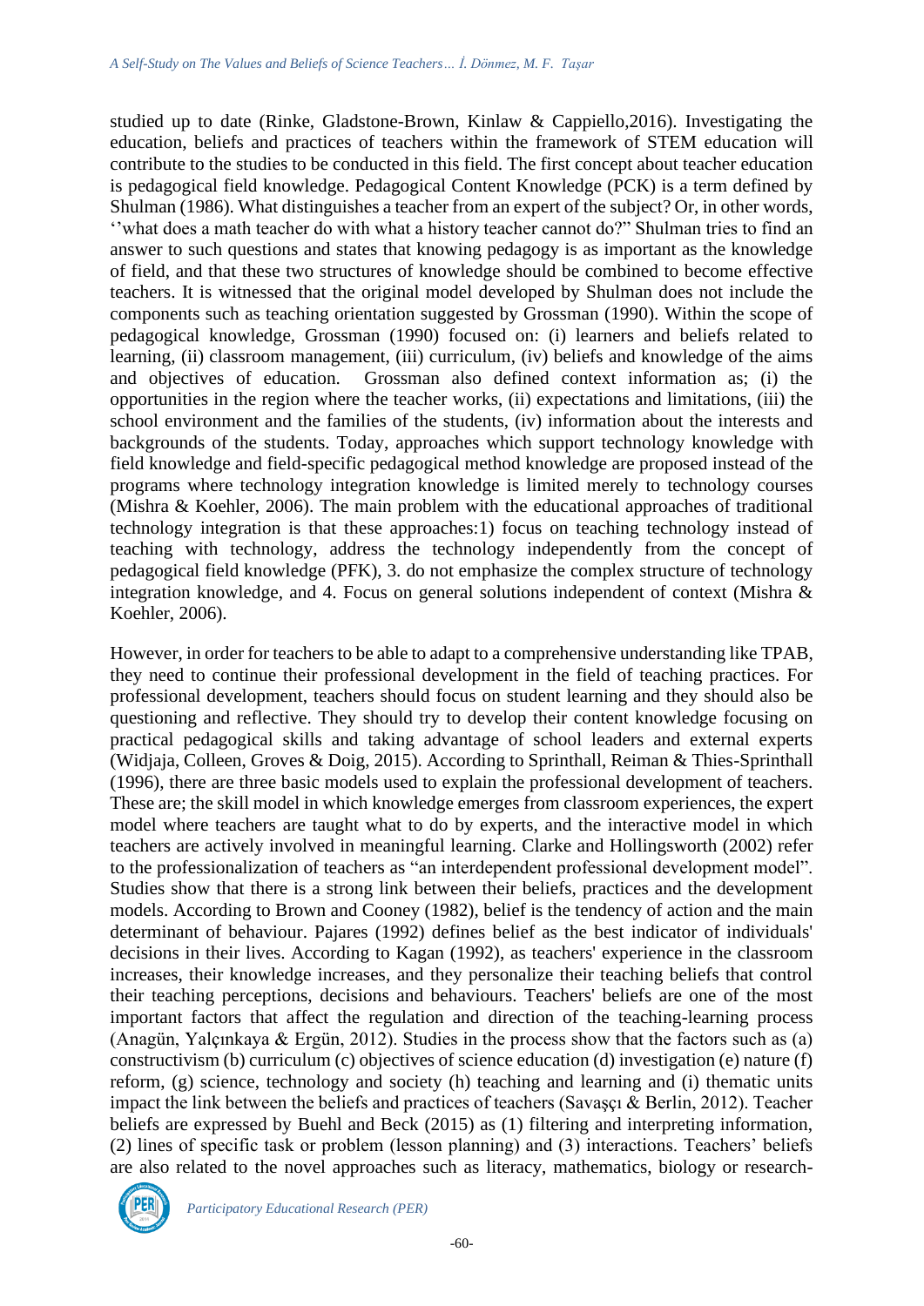studied up to date (Rinke, Gladstone-Brown, Kinlaw & Cappiello,2016). Investigating the education, beliefs and practices of teachers within the framework of STEM education will contribute to the studies to be conducted in this field. The first concept about teacher education is pedagogical field knowledge. Pedagogical Content Knowledge (PCK) is a term defined by Shulman (1986). What distinguishes a teacher from an expert of the subject? Or, in other words, ''what does a math teacher do with what a history teacher cannot do?" Shulman tries to find an answer to such questions and states that knowing pedagogy is as important as the knowledge of field, and that these two structures of knowledge should be combined to become effective teachers. It is witnessed that the original model developed by Shulman does not include the components such as teaching orientation suggested by Grossman (1990). Within the scope of pedagogical knowledge, Grossman (1990) focused on: (i) learners and beliefs related to learning, (ii) classroom management, (iii) curriculum, (iv) beliefs and knowledge of the aims and objectives of education. Grossman also defined context information as; (i) the opportunities in the region where the teacher works, (ii) expectations and limitations, (iii) the school environment and the families of the students, (iv) information about the interests and backgrounds of the students. Today, approaches which support technology knowledge with field knowledge and field-specific pedagogical method knowledge are proposed instead of the programs where technology integration knowledge is limited merely to technology courses (Mishra & Koehler, 2006). The main problem with the educational approaches of traditional technology integration is that these approaches:1) focus on teaching technology instead of teaching with technology, address the technology independently from the concept of pedagogical field knowledge (PFK), 3. do not emphasize the complex structure of technology integration knowledge, and 4. Focus on general solutions independent of context (Mishra & Koehler, 2006).

However, in order for teachers to be able to adapt to a comprehensive understanding like TPAB, they need to continue their professional development in the field of teaching practices. For professional development, teachers should focus on student learning and they should also be questioning and reflective. They should try to develop their content knowledge focusing on practical pedagogical skills and taking advantage of school leaders and external experts (Widjaja, Colleen, Groves & Doig, 2015). According to Sprinthall, Reiman & Thies-Sprinthall (1996), there are three basic models used to explain the professional development of teachers. These are; the skill model in which knowledge emerges from classroom experiences, the expert model where teachers are taught what to do by experts, and the interactive model in which teachers are actively involved in meaningful learning. Clarke and Hollingsworth (2002) refer to the professionalization of teachers as "an interdependent professional development model". Studies show that there is a strong link between their beliefs, practices and the development models. According to Brown and Cooney (1982), belief is the tendency of action and the main determinant of behaviour. Pajares (1992) defines belief as the best indicator of individuals' decisions in their lives. According to Kagan (1992), as teachers' experience in the classroom increases, their knowledge increases, and they personalize their teaching beliefs that control their teaching perceptions, decisions and behaviours. Teachers' beliefs are one of the most important factors that affect the regulation and direction of the teaching-learning process (Anagün, Yalçınkaya & Ergün, 2012). Studies in the process show that the factors such as (a) constructivism (b) curriculum (c) objectives of science education (d) investigation (e) nature (f) reform, (g) science, technology and society (h) teaching and learning and (i) thematic units impact the link between the beliefs and practices of teachers (Savaşçı & Berlin, 2012). Teacher beliefs are expressed by Buehl and Beck (2015) as (1) filtering and interpreting information, (2) lines of specific task or problem (lesson planning) and (3) interactions. Teachers' beliefs are also related to the novel approaches such as literacy, mathematics, biology or research-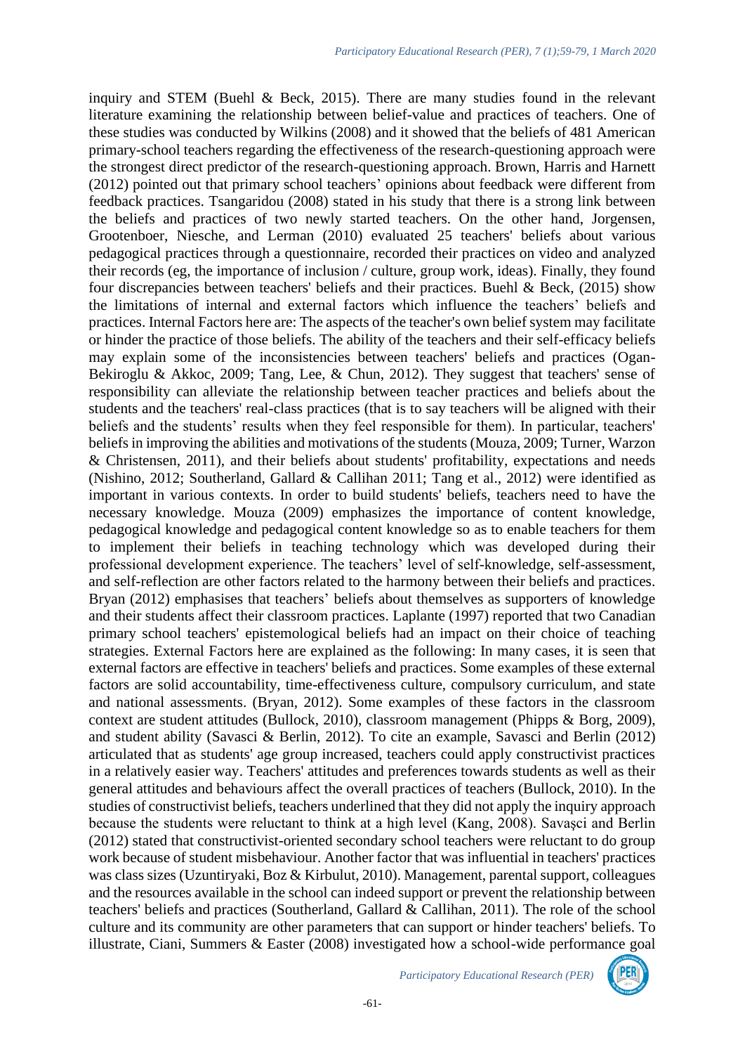inquiry and STEM (Buehl & Beck, 2015). There are many studies found in the relevant literature examining the relationship between belief-value and practices of teachers. One of these studies was conducted by Wilkins (2008) and it showed that the beliefs of 481 American primary-school teachers regarding the effectiveness of the research-questioning approach were the strongest direct predictor of the research-questioning approach. Brown, Harris and Harnett (2012) pointed out that primary school teachers' opinions about feedback were different from feedback practices. Tsangaridou (2008) stated in his study that there is a strong link between the beliefs and practices of two newly started teachers. On the other hand, Jorgensen, Grootenboer, Niesche, and Lerman (2010) evaluated 25 teachers' beliefs about various pedagogical practices through a questionnaire, recorded their practices on video and analyzed their records (eg, the importance of inclusion / culture, group work, ideas). Finally, they found four discrepancies between teachers' beliefs and their practices. Buehl & Beck, (2015) show the limitations of internal and external factors which influence the teachers' beliefs and practices. Internal Factors here are: The aspects of the teacher's own belief system may facilitate or hinder the practice of those beliefs. The ability of the teachers and their self-efficacy beliefs may explain some of the inconsistencies between teachers' beliefs and practices (Ogan-Bekiroglu & Akkoc, 2009; Tang, Lee, & Chun, 2012). They suggest that teachers' sense of responsibility can alleviate the relationship between teacher practices and beliefs about the students and the teachers' real-class practices (that is to say teachers will be aligned with their beliefs and the students' results when they feel responsible for them). In particular, teachers' beliefs in improving the abilities and motivations of the students (Mouza, 2009; Turner, Warzon & Christensen, 2011), and their beliefs about students' profitability, expectations and needs (Nishino, 2012; Southerland, Gallard & Callihan 2011; Tang et al., 2012) were identified as important in various contexts. In order to build students' beliefs, teachers need to have the necessary knowledge. Mouza (2009) emphasizes the importance of content knowledge, pedagogical knowledge and pedagogical content knowledge so as to enable teachers for them to implement their beliefs in teaching technology which was developed during their professional development experience. The teachers' level of self-knowledge, self-assessment, and self-reflection are other factors related to the harmony between their beliefs and practices. Bryan (2012) emphasises that teachers' beliefs about themselves as supporters of knowledge and their students affect their classroom practices. Laplante (1997) reported that two Canadian primary school teachers' epistemological beliefs had an impact on their choice of teaching strategies. External Factors here are explained as the following: In many cases, it is seen that external factors are effective in teachers' beliefs and practices. Some examples of these external factors are solid accountability, time-effectiveness culture, compulsory curriculum, and state and national assessments. (Bryan, 2012). Some examples of these factors in the classroom context are student attitudes (Bullock, 2010), classroom management (Phipps & Borg, 2009), and student ability (Savasci & Berlin, 2012). To cite an example, Savasci and Berlin (2012) articulated that as students' age group increased, teachers could apply constructivist practices in a relatively easier way. Teachers' attitudes and preferences towards students as well as their general attitudes and behaviours affect the overall practices of teachers (Bullock, 2010). In the studies of constructivist beliefs, teachers underlined that they did not apply the inquiry approach because the students were reluctant to think at a high level (Kang, 2008). Savaşci and Berlin (2012) stated that constructivist-oriented secondary school teachers were reluctant to do group work because of student misbehaviour. Another factor that was influential in teachers' practices was class sizes (Uzuntiryaki, Boz & Kirbulut, 2010). Management, parental support, colleagues and the resources available in the school can indeed support or prevent the relationship between teachers' beliefs and practices (Southerland, Gallard & Callihan, 2011). The role of the school culture and its community are other parameters that can support or hinder teachers' beliefs. To illustrate, Ciani, Summers & Easter (2008) investigated how a school-wide performance goal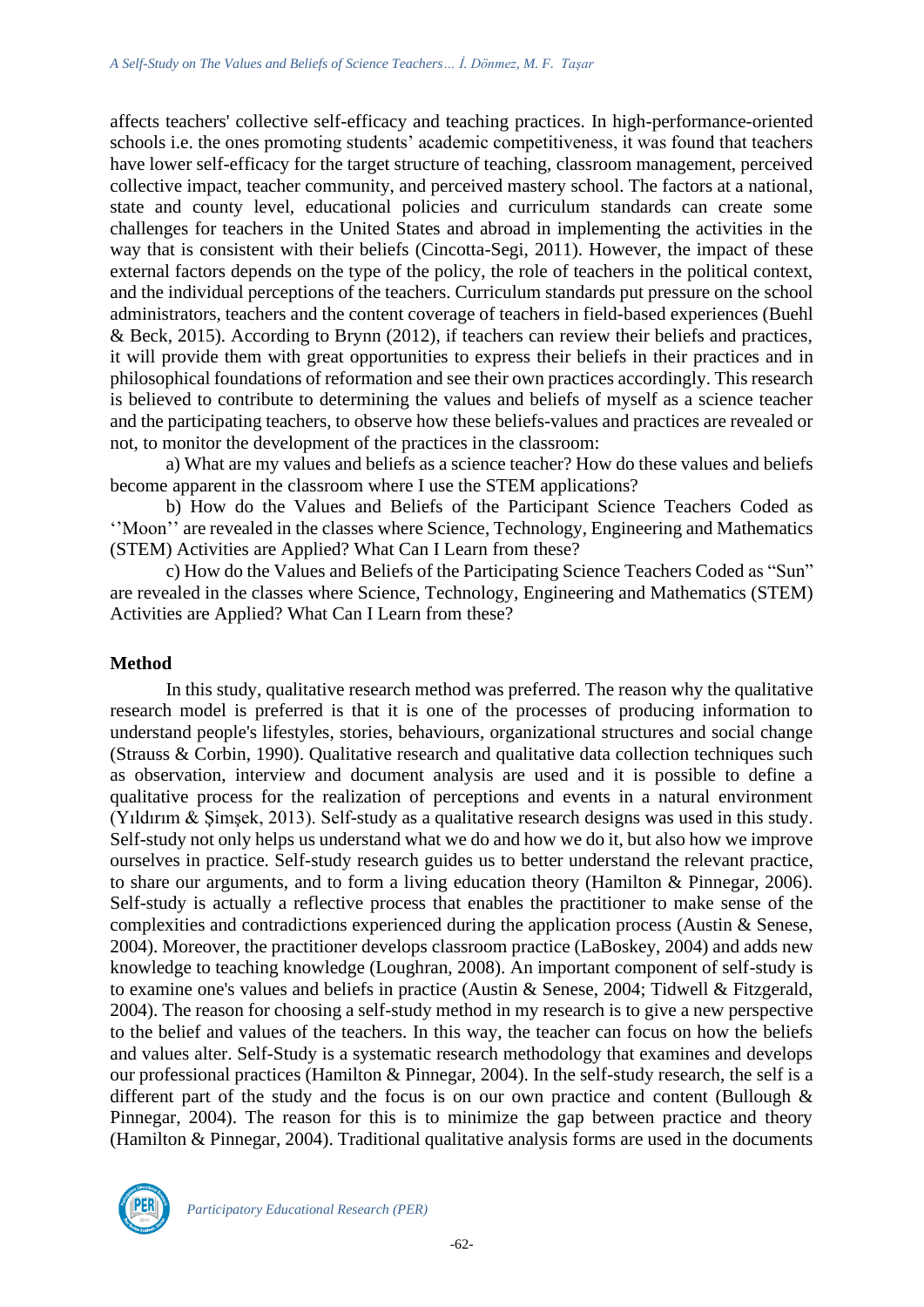affects teachers' collective self-efficacy and teaching practices. In high-performance-oriented schools i.e. the ones promoting students' academic competitiveness, it was found that teachers have lower self-efficacy for the target structure of teaching, classroom management, perceived collective impact, teacher community, and perceived mastery school. The factors at a national, state and county level, educational policies and curriculum standards can create some challenges for teachers in the United States and abroad in implementing the activities in the way that is consistent with their beliefs (Cincotta-Segi, 2011). However, the impact of these external factors depends on the type of the policy, the role of teachers in the political context, and the individual perceptions of the teachers. Curriculum standards put pressure on the school administrators, teachers and the content coverage of teachers in field-based experiences (Buehl & Beck, 2015). According to Brynn (2012), if teachers can review their beliefs and practices, it will provide them with great opportunities to express their beliefs in their practices and in philosophical foundations of reformation and see their own practices accordingly. This research is believed to contribute to determining the values and beliefs of myself as a science teacher and the participating teachers, to observe how these beliefs-values and practices are revealed or not, to monitor the development of the practices in the classroom:

a) What are my values and beliefs as a science teacher? How do these values and beliefs become apparent in the classroom where I use the STEM applications?

b) How do the Values and Beliefs of the Participant Science Teachers Coded as ''Moon'' are revealed in the classes where Science, Technology, Engineering and Mathematics (STEM) Activities are Applied? What Can I Learn from these?

c) How do the Values and Beliefs of the Participating Science Teachers Coded as "Sun" are revealed in the classes where Science, Technology, Engineering and Mathematics (STEM) Activities are Applied? What Can I Learn from these?

## Method

In this study, qualitative research method was preferred. The reason why the qualitative research model is preferred is that it is one of the processes of producing information to understand people's lifestyles, stories, behaviours, organizational structures and social change (Strauss & Corbin, 1990). Qualitative research and qualitative data collection techniques such as observation, interview and document analysis are used and it is possible to define a qualitative process for the realization of perceptions and events in a natural environment (Yıldırım & Şimşek, 2013). Self-study as a qualitative research designs was used in this study. Self-study not only helps us understand what we do and how we do it, but also how we improve ourselves in practice. Self-study research guides us to better understand the relevant practice, to share our arguments, and to form a living education theory (Hamilton & Pinnegar, 2006). Self-study is actually a reflective process that enables the practitioner to make sense of the complexities and contradictions experienced during the application process (Austin & Senese, 2004). Moreover, the practitioner develops classroom practice (LaBoskey, 2004) and adds new knowledge to teaching knowledge (Loughran, 2008). An important component of self-study is to examine one's values and beliefs in practice (Austin & Senese, 2004; Tidwell & Fitzgerald, 2004). The reason for choosing a self-study method in my research is to give a new perspective to the belief and values of the teachers. In this way, the teacher can focus on how the beliefs and values alter. Self-Study is a systematic research methodology that examines and develops our professional practices (Hamilton & Pinnegar, 2004). In the self-study research, the self is a different part of the study and the focus is on our own practice and content (Bullough & Pinnegar, 2004). The reason for this is to minimize the gap between practice and theory (Hamilton & Pinnegar, 2004). Traditional qualitative analysis forms are used in the documents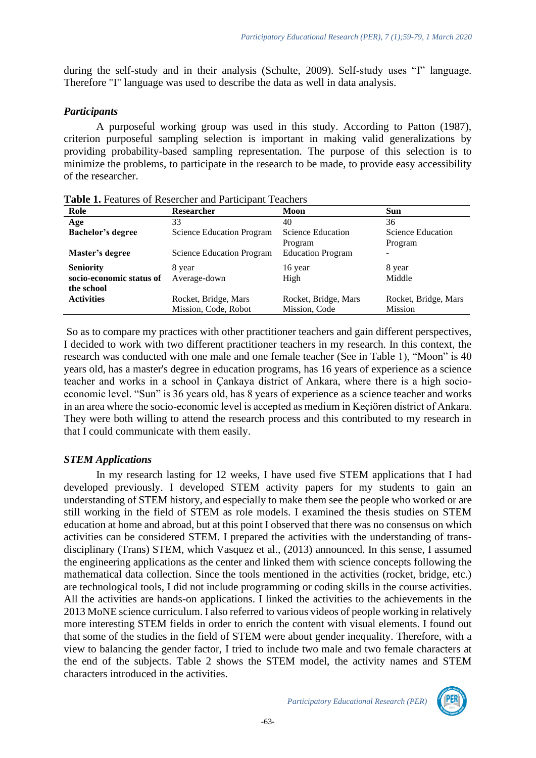during the self-study and in their analysis (Schulte, 2009). Self-study uses "I" language. Therefore "I" language was used to describe the data as well in data analysis.

### *Participants*

A purposeful working group was used in this study. According to Patton (1987), criterion purposeful sampling selection is important in making valid generalizations by providing probability-based sampling representation. The purpose of this selection is to minimize the problems, to participate in the research to be made, to provide easy accessibility of the researcher.

**Table 1.** Features of Resercher and Participant Teachers

| Role | Researcher | Moon | Sun |
|---|---|---|---|
| **Age** | 33 | 40 | 36 |
| **Bachelor's degree** | Science Education Program | Science Education Program | Science Education Program |
| **Master's degree** | Science Education Program | Education Program | - |
| **Seniority** | 8 year | 16 year | 8 year |
| **socio-economic status of the school** | Average-down | High | Middle |
| **Activities** | Rocket, Bridge, Mars Mission, Code, Robot | Rocket, Bridge, Mars Mission, Code | Rocket, Bridge, Mars Mission |

So as to compare my practices with other practitioner teachers and gain different perspectives, I decided to work with two different practitioner teachers in my research. In this context, the research was conducted with one male and one female teacher (See in Table 1), "Moon" is 40 years old, has a master's degree in education programs, has 16 years of experience as a science teacher and works in a school in Çankaya district of Ankara, where there is a high socio-economic level. "Sun" is 36 years old, has 8 years of experience as a science teacher and works in an area where the socio-economic level is accepted as medium in Keçiören district of Ankara. They were both willing to attend the research process and this contributed to my research in that I could communicate with them easily.

### *STEM Applications*

In my research lasting for 12 weeks, I have used five STEM applications that I had developed previously. I developed STEM activity papers for my students to gain an understanding of STEM history, and especially to make them see the people who worked or are still working in the field of STEM as role models. I examined the thesis studies on STEM education at home and abroad, but at this point I observed that there was no consensus on which activities can be considered STEM. I prepared the activities with the understanding of trans-disciplinary (Trans) STEM, which Vasquez et al., (2013) announced. In this sense, I assumed the engineering applications as the center and linked them with science concepts following the mathematical data collection. Since the tools mentioned in the activities (rocket, bridge, etc.) are technological tools, I did not include programming or coding skills in the course activities. All the activities are hands-on applications. I linked the activities to the achievements in the 2013 MoNE science curriculum. I also referred to various videos of people working in relatively more interesting STEM fields in order to enrich the content with visual elements. I found out that some of the studies in the field of STEM were about gender inequality. Therefore, with a view to balancing the gender factor, I tried to include two male and two female characters at the end of the subjects. Table 2 shows the STEM model, the activity names and STEM characters introduced in the activities.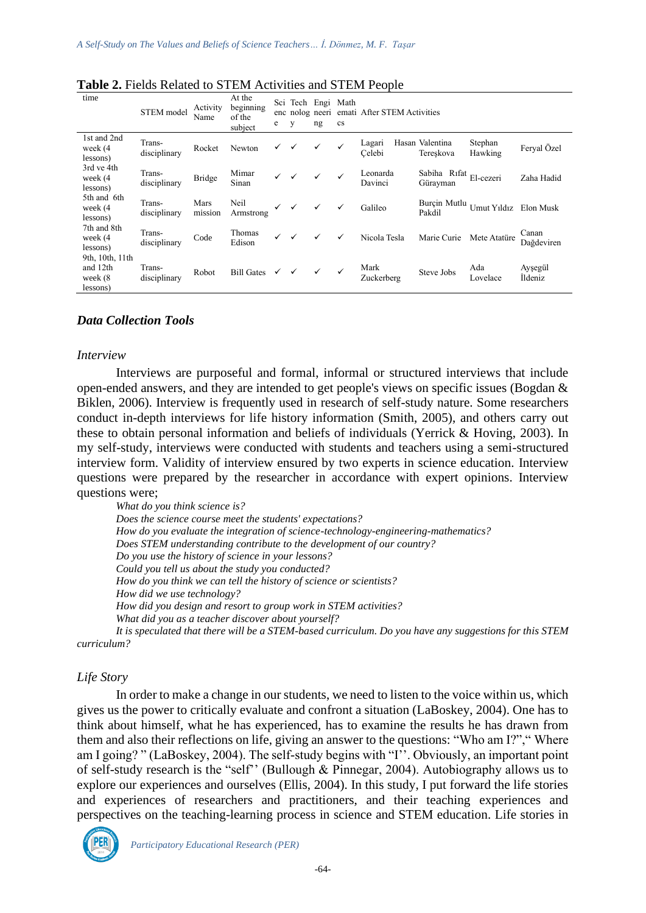**Table 2.** Fields Related to STEM Activities and STEM People

| time | STEM model | Activity Name | At the beginning of the subject | Science | Technology | Engineering | Mathematics | After STEM Activities | | | |
|---|---|---|---|---|---|---|---|---|---|---|---|
| 1st and 2nd week (4 lessons) | Trans-disciplinary | Rocket | Newton | ✓ | ✓ | ✓ | ✓ | Lagari Hasan Çelebi | Valentina Tereşkova | Stephan Hawking | Feryal Özel |
| 3rd ve 4th week (4 lessons) | Trans-disciplinary | Bridge | Mimar Sinan | ✓ | ✓ | ✓ | ✓ | Leonarda Davinci | Sabiha Rıfat Gürayman | El-cezeri | Zaha Hadid |
| 5th and 6th week (4 lessons) | Trans-disciplinary | Mars mission | Neil Armstrong | ✓ | ✓ | ✓ | ✓ | Galileo | Burçin Mutlu Pakdil | Umut Yıldız | Elon Musk |
| 7th and 8th week (4 lessons) | Trans-disciplinary | Code | Thomas Edison | ✓ | ✓ | ✓ | ✓ | Nicola Tesla | Marie Curie | Mete Atatüre | Canan Dağdeviren |
| 9th, 10th, 11th and 12th week (8 lessons) | Trans-disciplinary | Robot | Bill Gates | ✓ | ✓ | ✓ | ✓ | Mark Zuckerberg | Steve Jobs | Ada Lovelace | Ayşegül İldeniz |

## Data Collection Tools

### Interview

Interviews are purposeful and formal, informal or structured interviews that include open-ended answers, and they are intended to get people's views on specific issues (Bogdan & Biklen, 2006). Interview is frequently used in research of self-study nature. Some researchers conduct in-depth interviews for life history information (Smith, 2005), and others carry out these to obtain personal information and beliefs of individuals (Yerrick & Hoving, 2003). In my self-study, interviews were conducted with students and teachers using a semi-structured interview form. Validity of interview ensured by two experts in science education. Interview questions were prepared by the researcher in accordance with expert opinions. Interview questions were;

*What do you think science is?*
*Does the science course meet the students' expectations?*
*How do you evaluate the integration of science-technology-engineering-mathematics?*
*Does STEM understanding contribute to the development of our country?*
*Do you use the history of science in your lessons?*
*Could you tell us about the study you conducted?*
*How do you think we can tell the history of science or scientists?*
*How did we use technology?*
*How did you design and resort to group work in STEM activities?*
*What did you as a teacher discover about yourself?*
*It is speculated that there will be a STEM-based curriculum. Do you have any suggestions for this STEM curriculum?*

### Life Story

In order to make a change in our students, we need to listen to the voice within us, which gives us the power to critically evaluate and confront a situation (LaBoskey, 2004). One has to think about himself, what he has experienced, has to examine the results he has drawn from them and also their reflections on life, giving an answer to the questions: "Who am I?"," Where am I going? " (LaBoskey, 2004). The self-study begins with "I''. Obviously, an important point of self-study research is the "self'' (Bullough & Pinnegar, 2004). Autobiography allows us to explore our experiences and ourselves (Ellis, 2004). In this study, I put forward the life stories and experiences of researchers and practitioners, and their teaching experiences and perspectives on the teaching-learning process in science and STEM education. Life stories in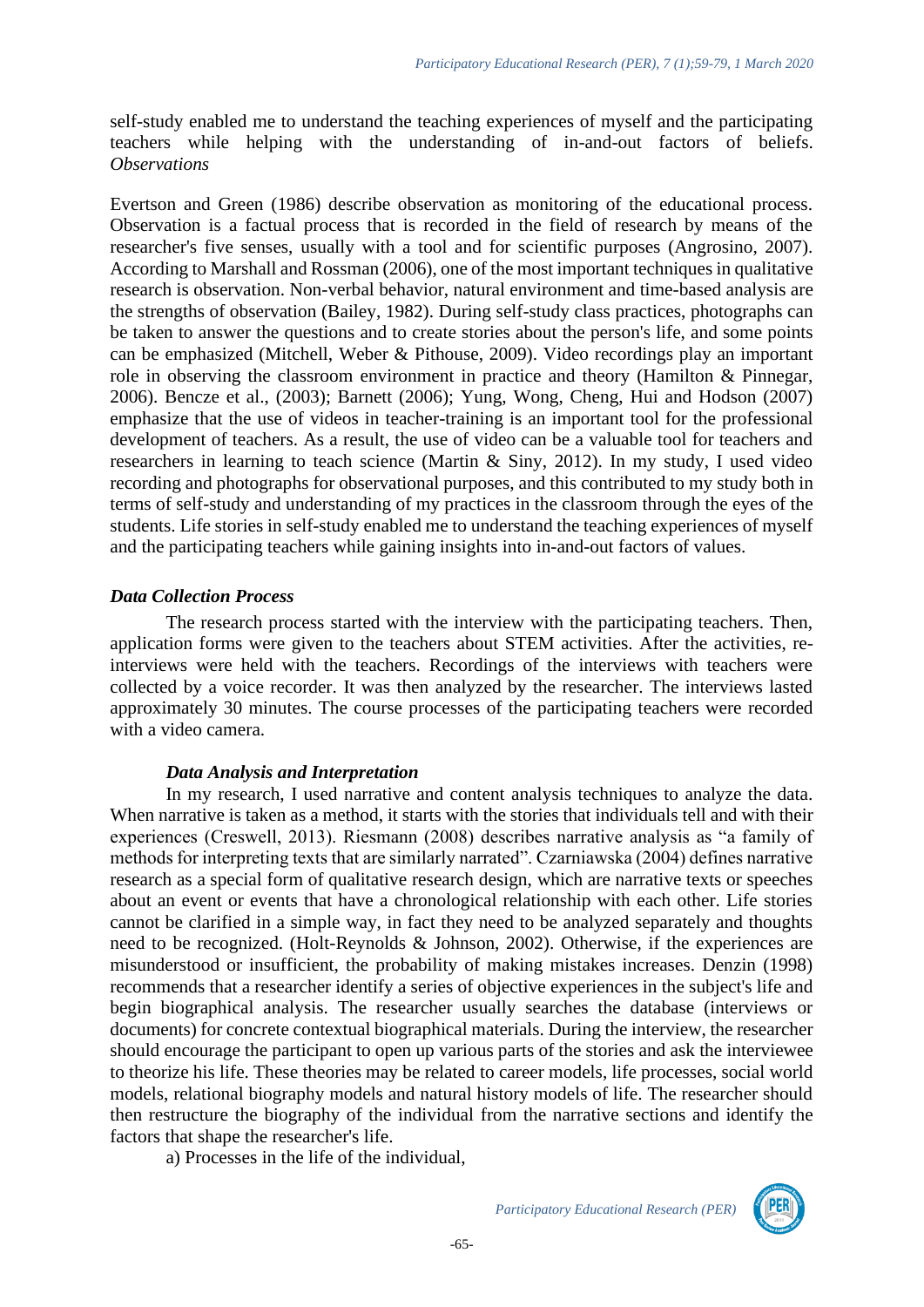self-study enabled me to understand the teaching experiences of myself and the participating teachers while helping with the understanding of in-and-out factors of beliefs.

*Observations*

Evertson and Green (1986) describe observation as monitoring of the educational process. Observation is a factual process that is recorded in the field of research by means of the researcher's five senses, usually with a tool and for scientific purposes (Angrosino, 2007). According to Marshall and Rossman (2006), one of the most important techniques in qualitative research is observation. Non-verbal behavior, natural environment and time-based analysis are the strengths of observation (Bailey, 1982). During self-study class practices, photographs can be taken to answer the questions and to create stories about the person's life, and some points can be emphasized (Mitchell, Weber & Pithouse, 2009). Video recordings play an important role in observing the classroom environment in practice and theory (Hamilton & Pinnegar, 2006). Bencze et al., (2003); Barnett (2006); Yung, Wong, Cheng, Hui and Hodson (2007) emphasize that the use of videos in teacher-training is an important tool for the professional development of teachers. As a result, the use of video can be a valuable tool for teachers and researchers in learning to teach science (Martin & Siny, 2012). In my study, I used video recording and photographs for observational purposes, and this contributed to my study both in terms of self-study and understanding of my practices in the classroom through the eyes of the students. Life stories in self-study enabled me to understand the teaching experiences of myself and the participating teachers while gaining insights into in-and-out factors of values.

***Data Collection Process***

The research process started with the interview with the participating teachers. Then, application forms were given to the teachers about STEM activities. After the activities, re-interviews were held with the teachers. Recordings of the interviews with teachers were collected by a voice recorder. It was then analyzed by the researcher. The interviews lasted approximately 30 minutes. The course processes of the participating teachers were recorded with a video camera.

***Data Analysis and Interpretation***

In my research, I used narrative and content analysis techniques to analyze the data. When narrative is taken as a method, it starts with the stories that individuals tell and with their experiences (Creswell, 2013). Riesmann (2008) describes narrative analysis as "a family of methods for interpreting texts that are similarly narrated". Czarniawska (2004) defines narrative research as a special form of qualitative research design, which are narrative texts or speeches about an event or events that have a chronological relationship with each other. Life stories cannot be clarified in a simple way, in fact they need to be analyzed separately and thoughts need to be recognized. (Holt-Reynolds & Johnson, 2002). Otherwise, if the experiences are misunderstood or insufficient, the probability of making mistakes increases. Denzin (1998) recommends that a researcher identify a series of objective experiences in the subject's life and begin biographical analysis. The researcher usually searches the database (interviews or documents) for concrete contextual biographical materials. During the interview, the researcher should encourage the participant to open up various parts of the stories and ask the interviewee to theorize his life. These theories may be related to career models, life processes, social world models, relational biography models and natural history models of life. The researcher should then restructure the biography of the individual from the narrative sections and identify the factors that shape the researcher's life.

a) Processes in the life of the individual,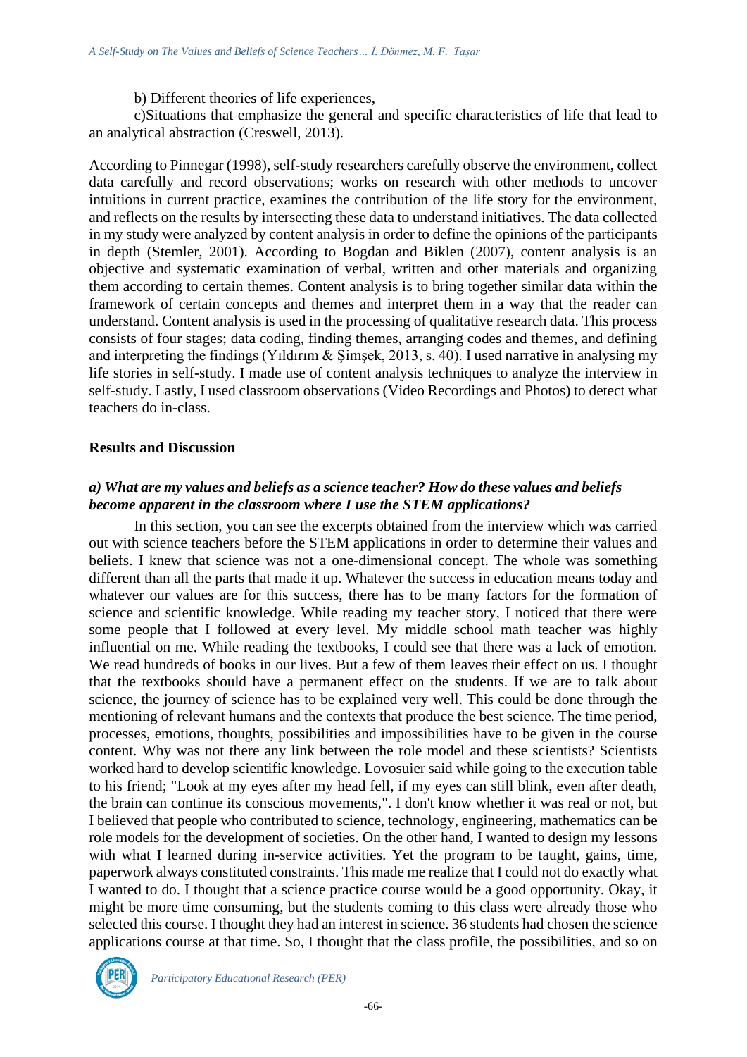b) Different theories of life experiences,

c)Situations that emphasize the general and specific characteristics of life that lead to an analytical abstraction (Creswell, 2013).

According to Pinnegar (1998), self-study researchers carefully observe the environment, collect data carefully and record observations; works on research with other methods to uncover intuitions in current practice, examines the contribution of the life story for the environment, and reflects on the results by intersecting these data to understand initiatives. The data collected in my study were analyzed by content analysis in order to define the opinions of the participants in depth (Stemler, 2001). According to Bogdan and Biklen (2007), content analysis is an objective and systematic examination of verbal, written and other materials and organizing them according to certain themes. Content analysis is to bring together similar data within the framework of certain concepts and themes and interpret them in a way that the reader can understand. Content analysis is used in the processing of qualitative research data. This process consists of four stages; data coding, finding themes, arranging codes and themes, and defining and interpreting the findings (Yıldırım & Şimşek, 2013, s. 40). I used narrative in analysing my life stories in self-study. I made use of content analysis techniques to analyze the interview in self-study. Lastly, I used classroom observations (Video Recordings and Photos) to detect what teachers do in-class.

## Results and Discussion

### *a) What are my values and beliefs as a science teacher? How do these values and beliefs become apparent in the classroom where I use the STEM applications?*

In this section, you can see the excerpts obtained from the interview which was carried out with science teachers before the STEM applications in order to determine their values and beliefs. I knew that science was not a one-dimensional concept. The whole was something different than all the parts that made it up. Whatever the success in education means today and whatever our values are for this success, there has to be many factors for the formation of science and scientific knowledge. While reading my teacher story, I noticed that there were some people that I followed at every level. My middle school math teacher was highly influential on me. While reading the textbooks, I could see that there was a lack of emotion. We read hundreds of books in our lives. But a few of them leaves their effect on us. I thought that the textbooks should have a permanent effect on the students. If we are to talk about science, the journey of science has to be explained very well. This could be done through the mentioning of relevant humans and the contexts that produce the best science. The time period, processes, emotions, thoughts, possibilities and impossibilities have to be given in the course content. Why was not there any link between the role model and these scientists? Scientists worked hard to develop scientific knowledge. Lovosuier said while going to the execution table to his friend; "Look at my eyes after my head fell, if my eyes can still blink, even after death, the brain can continue its conscious movements,". I don't know whether it was real or not, but I believed that people who contributed to science, technology, engineering, mathematics can be role models for the development of societies. On the other hand, I wanted to design my lessons with what I learned during in-service activities. Yet the program to be taught, gains, time, paperwork always constituted constraints. This made me realize that I could not do exactly what I wanted to do. I thought that a science practice course would be a good opportunity. Okay, it might be more time consuming, but the students coming to this class were already those who selected this course. I thought they had an interest in science. 36 students had chosen the science applications course at that time. So, I thought that the class profile, the possibilities, and so on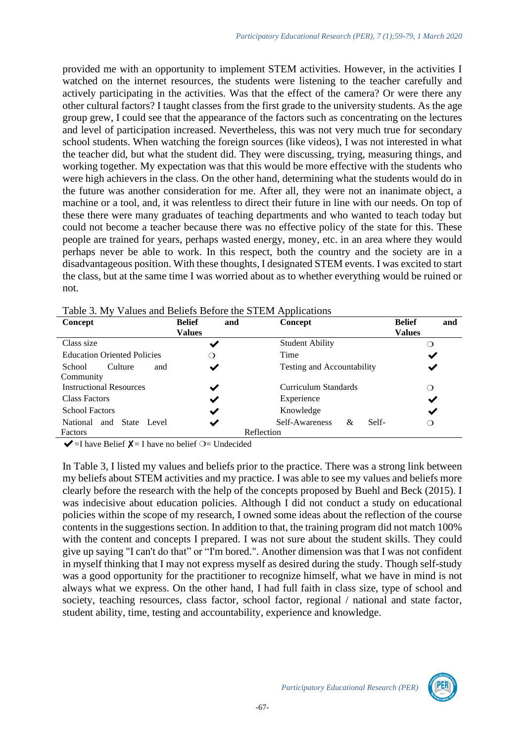provided me with an opportunity to implement STEM activities. However, in the activities I watched on the internet resources, the students were listening to the teacher carefully and actively participating in the activities. Was that the effect of the camera? Or were there any other cultural factors? I taught classes from the first grade to the university students. As the age group grew, I could see that the appearance of the factors such as concentrating on the lectures and level of participation increased. Nevertheless, this was not very much true for secondary school students. When watching the foreign sources (like videos), I was not interested in what the teacher did, but what the student did. They were discussing, trying, measuring things, and working together. My expectation was that this would be more effective with the students who were high achievers in the class. On the other hand, determining what the students would do in the future was another consideration for me. After all, they were not an inanimate object, a machine or a tool, and, it was relentless to direct their future in line with our needs. On top of these there were many graduates of teaching departments and who wanted to teach today but could not become a teacher because there was no effective policy of the state for this. These people are trained for years, perhaps wasted energy, money, etc. in an area where they would perhaps never be able to work. In this respect, both the country and the society are in a disadvantageous position. With these thoughts, I designated STEM events. I was excited to start the class, but at the same time I was worried about as to whether everything would be ruined or not.

Table 3. My Values and Beliefs Before the STEM Applications

| Concept | Belief and Values | Concept | Belief and Values |
|---|---|---|---|
| Class size | ✔ | Student Ability | ❍ |
| Education Oriented Policies | ❍ | Time | ✔ |
| School Culture and Community | ✔ | Testing and Accountability | ✔ |
| Instructional Resources | ✔ | Curriculum Standards | ❍ |
| Class Factors | ✔ | Experience | ✔ |
| School Factors | ✔ | Knowledge | ✔ |
| National and State Level Factors | ✔ | Self-Awareness & Self-Reflection | ❍ |

✔=I have Belief ✗= I have no belief ❍= Undecided

In Table 3, I listed my values and beliefs prior to the practice. There was a strong link between my beliefs about STEM activities and my practice. I was able to see my values and beliefs more clearly before the research with the help of the concepts proposed by Buehl and Beck (2015). I was indecisive about education policies. Although I did not conduct a study on educational policies within the scope of my research, I owned some ideas about the reflection of the course contents in the suggestions section. In addition to that, the training program did not match 100% with the content and concepts I prepared. I was not sure about the student skills. They could give up saying "I can't do that" or "I'm bored.". Another dimension was that I was not confident in myself thinking that I may not express myself as desired during the study. Though self-study was a good opportunity for the practitioner to recognize himself, what we have in mind is not always what we express. On the other hand, I had full faith in class size, type of school and society, teaching resources, class factor, school factor, regional / national and state factor, student ability, time, testing and accountability, experience and knowledge.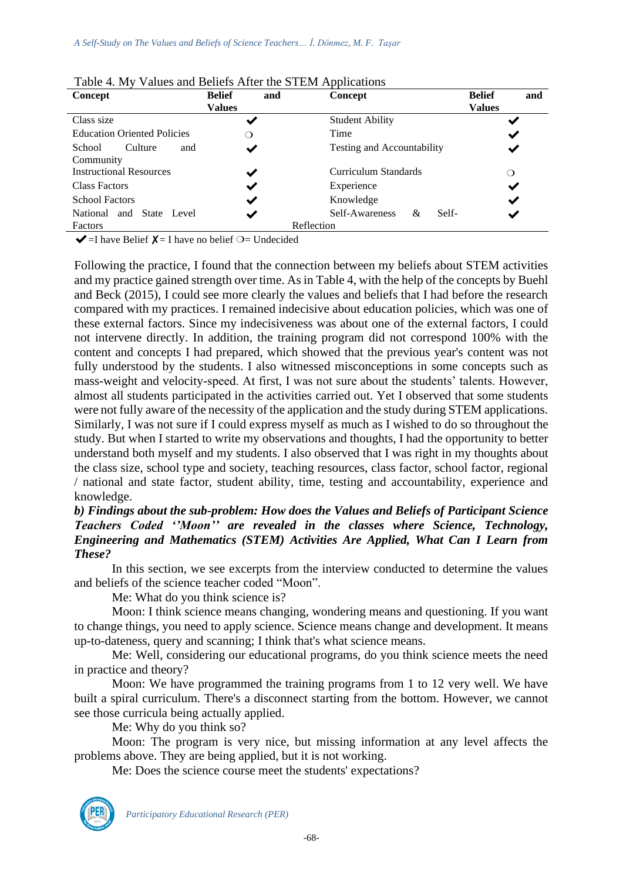Table 4. My Values and Beliefs After the STEM Applications

| Concept | Belief and Values | Concept | Belief and Values |
|---|---|---|---|
| Class size | ✔ | Student Ability | ✔ |
| Education Oriented Policies | ❍ | Time | ✔ |
| School Culture and Community | ✔ | Testing and Accountability | ✔ |
| Instructional Resources | ✔ | Curriculum Standards | ❍ |
| Class Factors | ✔ | Experience | ✔ |
| School Factors | ✔ | Knowledge | ✔ |
| National and State Level Factors | ✔ | Self-Awareness & Self-Reflection | ✔ |

✔=I have Belief ✗= I have no belief ❍= Undecided

Following the practice, I found that the connection between my beliefs about STEM activities and my practice gained strength over time. As in Table 4, with the help of the concepts by Buehl and Beck (2015), I could see more clearly the values and beliefs that I had before the research compared with my practices. I remained indecisive about education policies, which was one of these external factors. Since my indecisiveness was about one of the external factors, I could not intervene directly. In addition, the training program did not correspond 100% with the content and concepts I had prepared, which showed that the previous year's content was not fully understood by the students. I also witnessed misconceptions in some concepts such as mass-weight and velocity-speed. At first, I was not sure about the students' talents. However, almost all students participated in the activities carried out. Yet I observed that some students were not fully aware of the necessity of the application and the study during STEM applications. Similarly, I was not sure if I could express myself as much as I wished to do so throughout the study. But when I started to write my observations and thoughts, I had the opportunity to better understand both myself and my students. I also observed that I was right in my thoughts about the class size, school type and society, teaching resources, class factor, school factor, regional / national and state factor, student ability, time, testing and accountability, experience and knowledge.

***b) Findings about the sub-problem: How does the Values and Beliefs of Participant Science Teachers Coded ''Moon'' are revealed in the classes where Science, Technology, Engineering and Mathematics (STEM) Activities Are Applied, What Can I Learn from These?***

In this section, we see excerpts from the interview conducted to determine the values and beliefs of the science teacher coded "Moon".

Me: What do you think science is?

Moon: I think science means changing, wondering means and questioning. If you want to change things, you need to apply science. Science means change and development. It means up-to-dateness, query and scanning; I think that's what science means.

Me: Well, considering our educational programs, do you think science meets the need in practice and theory?

Moon: We have programmed the training programs from 1 to 12 very well. We have built a spiral curriculum. There's a disconnect starting from the bottom. However, we cannot see those curricula being actually applied.

Me: Why do you think so?

Moon: The program is very nice, but missing information at any level affects the problems above. They are being applied, but it is not working.

Me: Does the science course meet the students' expectations?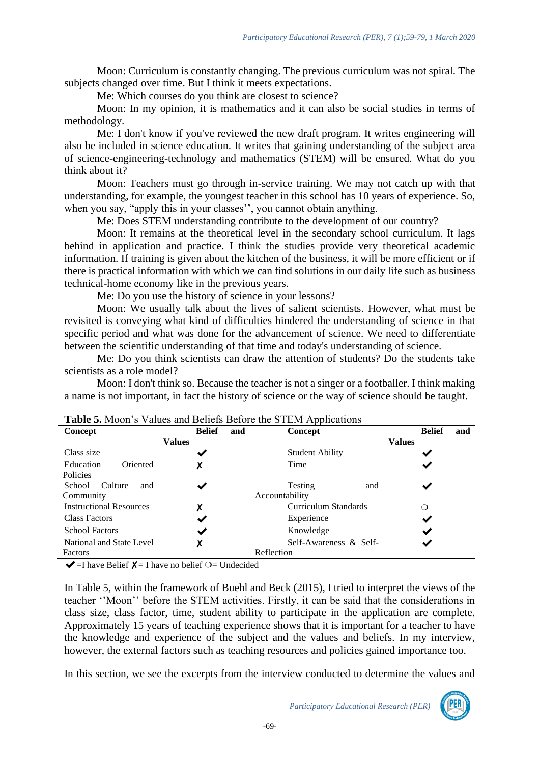Moon: Curriculum is constantly changing. The previous curriculum was not spiral. The subjects changed over time. But I think it meets expectations.

Me: Which courses do you think are closest to science?

Moon: In my opinion, it is mathematics and it can also be social studies in terms of methodology.

Me: I don't know if you've reviewed the new draft program. It writes engineering will also be included in science education. It writes that gaining understanding of the subject area of science-engineering-technology and mathematics (STEM) will be ensured. What do you think about it?

Moon: Teachers must go through in-service training. We may not catch up with that understanding, for example, the youngest teacher in this school has 10 years of experience. So, when you say, "apply this in your classes'', you cannot obtain anything.

Me: Does STEM understanding contribute to the development of our country?

Moon: It remains at the theoretical level in the secondary school curriculum. It lags behind in application and practice. I think the studies provide very theoretical academic information. If training is given about the kitchen of the business, it will be more efficient or if there is practical information with which we can find solutions in our daily life such as business technical-home economy like in the previous years.

Me: Do you use the history of science in your lessons?

Moon: We usually talk about the lives of salient scientists. However, what must be revisited is conveying what kind of difficulties hindered the understanding of science in that specific period and what was done for the advancement of science. We need to differentiate between the scientific understanding of that time and today's understanding of science.

Me: Do you think scientists can draw the attention of students? Do the students take scientists as a role model?

Moon: I don't think so. Because the teacher is not a singer or a footballer. I think making a name is not important, in fact the history of science or the way of science should be taught.

**Table 5.** Moon's Values and Beliefs Before the STEM Applications

| Concept | Belief and Values | Concept | Belief and Values |
|---|---|---|---|
| Class size | ✔ | Student Ability | ✔ |
| Education Oriented Policies | ✗ | Time | ✔ |
| School Culture and Community | ✔ | Testing and Accountability | ✔ |
| Instructional Resources | ✗ | Curriculum Standards | ❍ |
| Class Factors | ✔ | Experience | ✔ |
| School Factors | ✔ | Knowledge | ✔ |
| National and State Level Factors | ✗ | Self-Awareness & Self-Reflection | ✔ |

✔=I have Belief ✗= I have no belief ❍= Undecided

In Table 5, within the framework of Buehl and Beck (2015), I tried to interpret the views of the teacher ''Moon'' before the STEM activities. Firstly, it can be said that the considerations in class size, class factor, time, student ability to participate in the application are complete. Approximately 15 years of teaching experience shows that it is important for a teacher to have the knowledge and experience of the subject and the values and beliefs. In my interview, however, the external factors such as teaching resources and policies gained importance too.

In this section, we see the excerpts from the interview conducted to determine the values and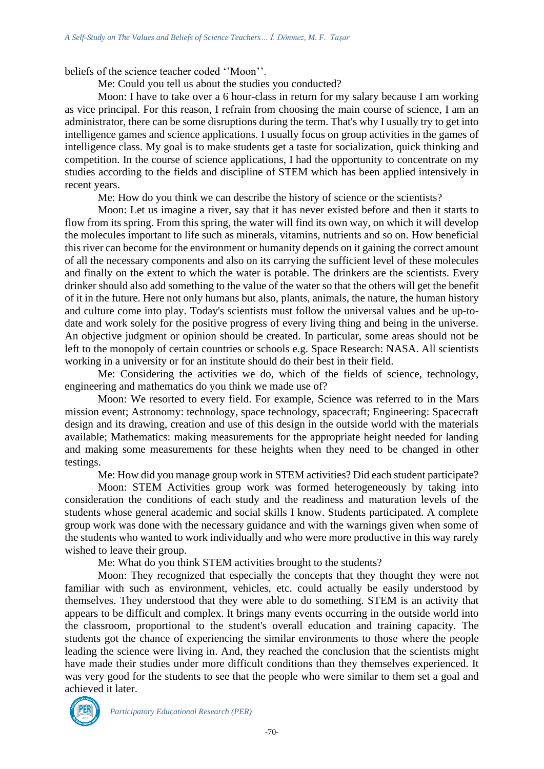beliefs of the science teacher coded ''Moon''.

Me: Could you tell us about the studies you conducted?

Moon: I have to take over a 6 hour-class in return for my salary because I am working as vice principal. For this reason, I refrain from choosing the main course of science, I am an administrator, there can be some disruptions during the term. That's why I usually try to get into intelligence games and science applications. I usually focus on group activities in the games of intelligence class. My goal is to make students get a taste for socialization, quick thinking and competition. In the course of science applications, I had the opportunity to concentrate on my studies according to the fields and discipline of STEM which has been applied intensively in recent years.

Me: How do you think we can describe the history of science or the scientists?

Moon: Let us imagine a river, say that it has never existed before and then it starts to flow from its spring. From this spring, the water will find its own way, on which it will develop the molecules important to life such as minerals, vitamins, nutrients and so on. How beneficial this river can become for the environment or humanity depends on it gaining the correct amount of all the necessary components and also on its carrying the sufficient level of these molecules and finally on the extent to which the water is potable. The drinkers are the scientists. Every drinker should also add something to the value of the water so that the others will get the benefit of it in the future. Here not only humans but also, plants, animals, the nature, the human history and culture come into play. Today's scientists must follow the universal values and be up-to-date and work solely for the positive progress of every living thing and being in the universe. An objective judgment or opinion should be created. In particular, some areas should not be left to the monopoly of certain countries or schools e.g. Space Research: NASA. All scientists working in a university or for an institute should do their best in their field.

Me: Considering the activities we do, which of the fields of science, technology, engineering and mathematics do you think we made use of?

Moon: We resorted to every field. For example, Science was referred to in the Mars mission event; Astronomy: technology, space technology, spacecraft; Engineering: Spacecraft design and its drawing, creation and use of this design in the outside world with the materials available; Mathematics: making measurements for the appropriate height needed for landing and making some measurements for these heights when they need to be changed in other testings.

Me: How did you manage group work in STEM activities? Did each student participate?

Moon: STEM Activities group work was formed heterogeneously by taking into consideration the conditions of each study and the readiness and maturation levels of the students whose general academic and social skills I know. Students participated. A complete group work was done with the necessary guidance and with the warnings given when some of the students who wanted to work individually and who were more productive in this way rarely wished to leave their group.

Me: What do you think STEM activities brought to the students?

Moon: They recognized that especially the concepts that they thought they were not familiar with such as environment, vehicles, etc. could actually be easily understood by themselves. They understood that they were able to do something. STEM is an activity that appears to be difficult and complex. It brings many events occurring in the outside world into the classroom, proportional to the student's overall education and training capacity. The students got the chance of experiencing the similar environments to those where the people leading the science were living in. And, they reached the conclusion that the scientists might have made their studies under more difficult conditions than they themselves experienced. It was very good for the students to see that the people who were similar to them set a goal and achieved it later.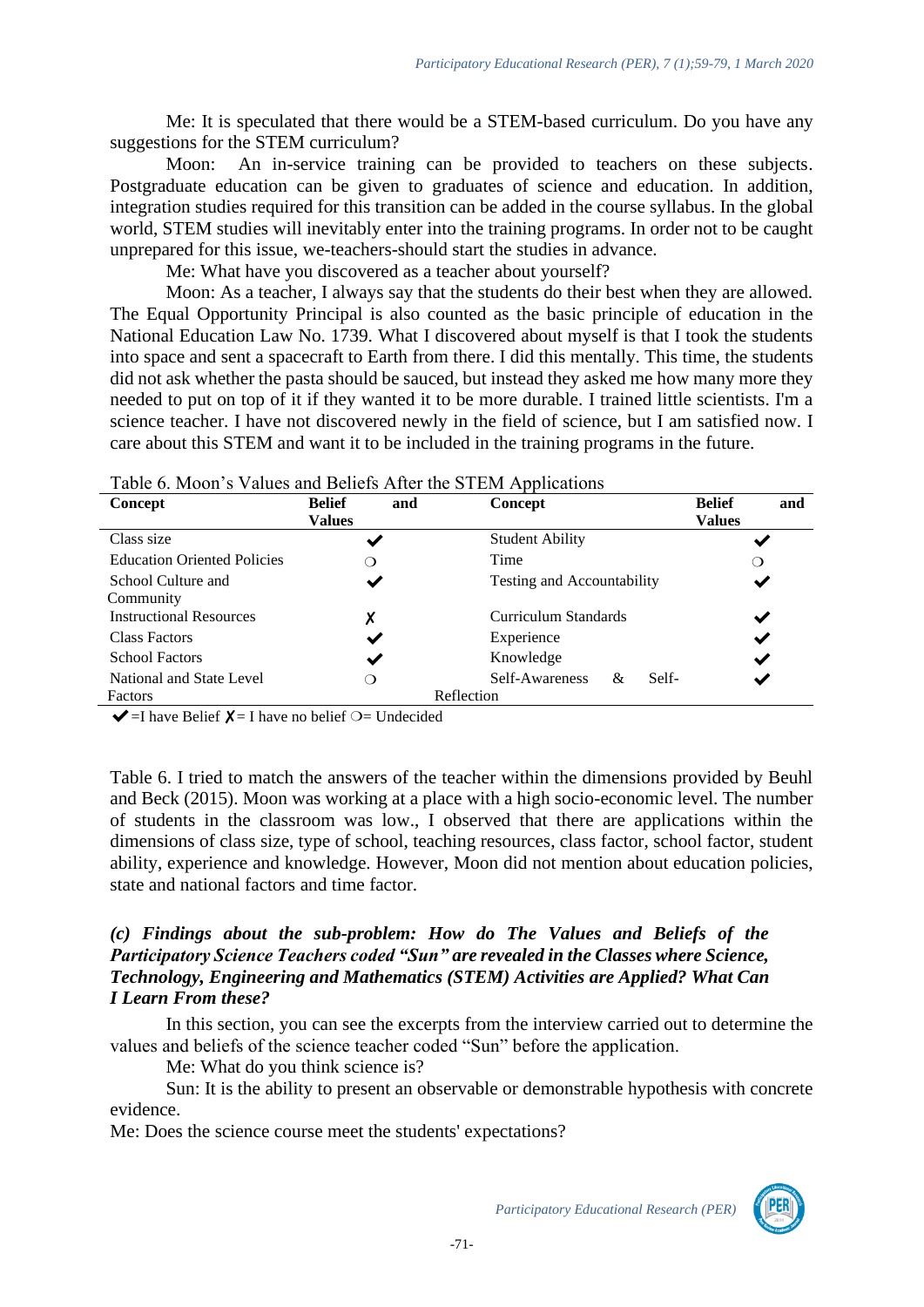Me: It is speculated that there would be a STEM-based curriculum. Do you have any suggestions for the STEM curriculum?

Moon: An in-service training can be provided to teachers on these subjects. Postgraduate education can be given to graduates of science and education. In addition, integration studies required for this transition can be added in the course syllabus. In the global world, STEM studies will inevitably enter into the training programs. In order not to be caught unprepared for this issue, we-teachers-should start the studies in advance.

Me: What have you discovered as a teacher about yourself?

Moon: As a teacher, I always say that the students do their best when they are allowed. The Equal Opportunity Principal is also counted as the basic principle of education in the National Education Law No. 1739. What I discovered about myself is that I took the students into space and sent a spacecraft to Earth from there. I did this mentally. This time, the students did not ask whether the pasta should be sauced, but instead they asked me how many more they needed to put on top of it if they wanted it to be more durable. I trained little scientists. I'm a science teacher. I have not discovered newly in the field of science, but I am satisfied now. I care about this STEM and want it to be included in the training programs in the future.

Table 6. Moon's Values and Beliefs After the STEM Applications

| Concept | Belief and Values | Concept | Belief and Values |
|---|---|---|---|
| Class size | ✔ | Student Ability | ✔ |
| Education Oriented Policies | ❍ | Time | ❍ |
| School Culture and Community | ✔ | Testing and Accountability | ✔ |
| Instructional Resources | ✗ | Curriculum Standards | ✔ |
| Class Factors | ✔ | Experience | ✔ |
| School Factors | ✔ | Knowledge | ✔ |
| National and State Level Factors | ❍ | Self-Awareness & Self-Reflection | ✔ |

✔=I have Belief ✗= I have no belief ❍= Undecided

Table 6. I tried to match the answers of the teacher within the dimensions provided by Beuhl and Beck (2015). Moon was working at a place with a high socio-economic level. The number of students in the classroom was low., I observed that there are applications within the dimensions of class size, type of school, teaching resources, class factor, school factor, student ability, experience and knowledge. However, Moon did not mention about education policies, state and national factors and time factor.

### *(c) Findings about the sub-problem: How do The Values and Beliefs of the Participatory Science Teachers coded "Sun" are revealed in the Classes where Science, Technology, Engineering and Mathematics (STEM) Activities are Applied? What Can I Learn From these?*

In this section, you can see the excerpts from the interview carried out to determine the values and beliefs of the science teacher coded "Sun" before the application.

Me: What do you think science is?

Sun: It is the ability to present an observable or demonstrable hypothesis with concrete evidence.

Me: Does the science course meet the students' expectations?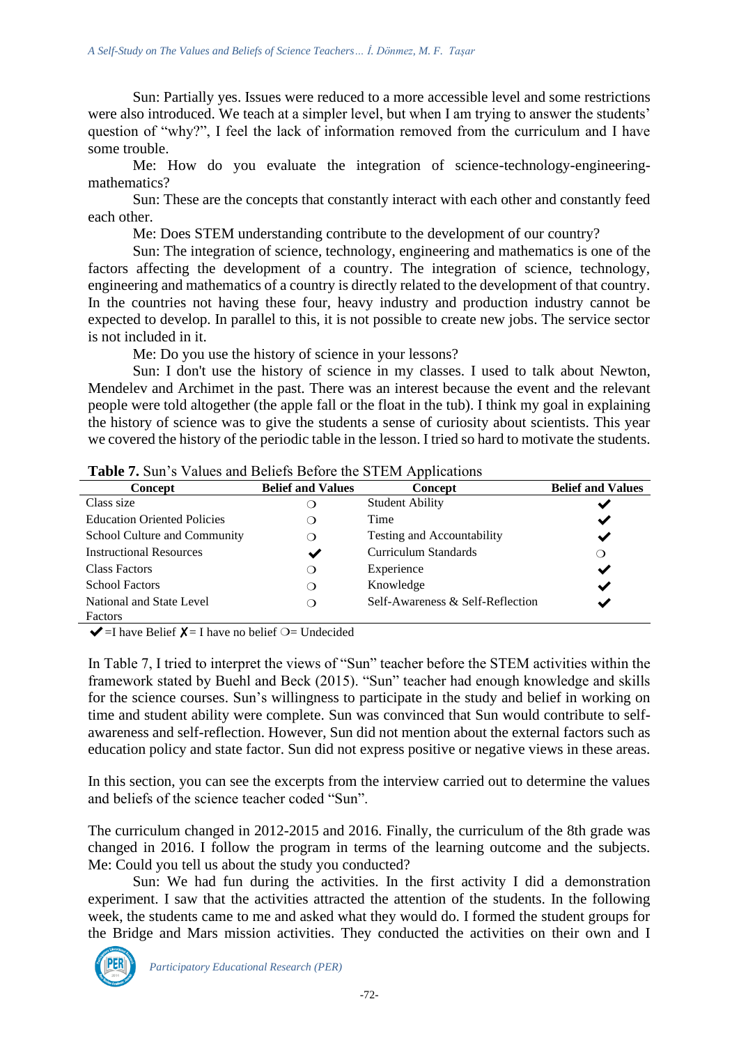Sun: Partially yes. Issues were reduced to a more accessible level and some restrictions were also introduced. We teach at a simpler level, but when I am trying to answer the students' question of "why?", I feel the lack of information removed from the curriculum and I have some trouble.

Me: How do you evaluate the integration of science-technology-engineering-mathematics?

Sun: These are the concepts that constantly interact with each other and constantly feed each other.

Me: Does STEM understanding contribute to the development of our country?

Sun: The integration of science, technology, engineering and mathematics is one of the factors affecting the development of a country. The integration of science, technology, engineering and mathematics of a country is directly related to the development of that country. In the countries not having these four, heavy industry and production industry cannot be expected to develop. In parallel to this, it is not possible to create new jobs. The service sector is not included in it.

Me: Do you use the history of science in your lessons?

Sun: I don't use the history of science in my classes. I used to talk about Newton, Mendelev and Archimet in the past. There was an interest because the event and the relevant people were told altogether (the apple fall or the float in the tub). I think my goal in explaining the history of science was to give the students a sense of curiosity about scientists. This year we covered the history of the periodic table in the lesson. I tried so hard to motivate the students.

**Table 7.** Sun's Values and Beliefs Before the STEM Applications

| Concept | Belief and Values | Concept | Belief and Values |
|---|---|---|---|
| Class size | ❍ | Student Ability | ✔ |
| Education Oriented Policies | ❍ | Time | ✔ |
| School Culture and Community | ❍ | Testing and Accountability | ✔ |
| Instructional Resources | ✔ | Curriculum Standards | ❍ |
| Class Factors | ❍ | Experience | ✔ |
| School Factors | ❍ | Knowledge | ✔ |
| National and State Level Factors | ❍ | Self-Awareness & Self-Reflection | ✔ |

✔ =I have Belief ✗ = I have no belief ❍= Undecided

In Table 7, I tried to interpret the views of "Sun" teacher before the STEM activities within the framework stated by Buehl and Beck (2015). "Sun" teacher had enough knowledge and skills for the science courses. Sun's willingness to participate in the study and belief in working on time and student ability were complete. Sun was convinced that Sun would contribute to self-awareness and self-reflection. However, Sun did not mention about the external factors such as education policy and state factor. Sun did not express positive or negative views in these areas.

In this section, you can see the excerpts from the interview carried out to determine the values and beliefs of the science teacher coded "Sun".

The curriculum changed in 2012-2015 and 2016. Finally, the curriculum of the 8th grade was changed in 2016. I follow the program in terms of the learning outcome and the subjects.
Me: Could you tell us about the study you conducted?

Sun: We had fun during the activities. In the first activity I did a demonstration experiment. I saw that the activities attracted the attention of the students. In the following week, the students came to me and asked what they would do. I formed the student groups for the Bridge and Mars mission activities. They conducted the activities on their own and I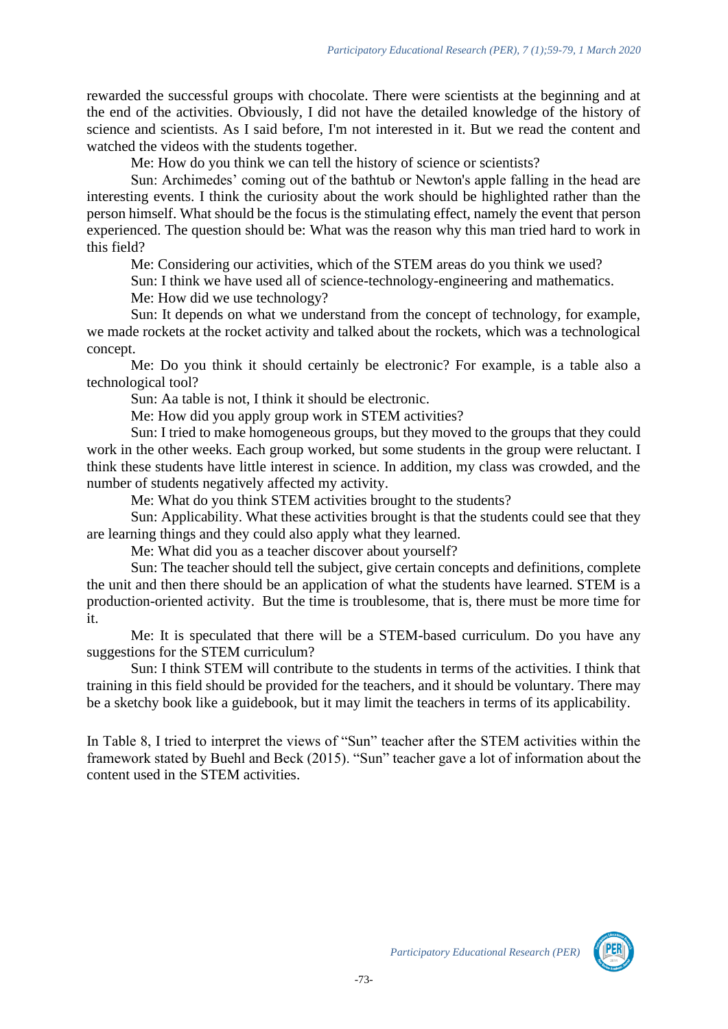rewarded the successful groups with chocolate. There were scientists at the beginning and at the end of the activities. Obviously, I did not have the detailed knowledge of the history of science and scientists. As I said before, I'm not interested in it. But we read the content and watched the videos with the students together.

Me: How do you think we can tell the history of science or scientists?

Sun: Archimedes' coming out of the bathtub or Newton's apple falling in the head are interesting events. I think the curiosity about the work should be highlighted rather than the person himself. What should be the focus is the stimulating effect, namely the event that person experienced. The question should be: What was the reason why this man tried hard to work in this field?

Me: Considering our activities, which of the STEM areas do you think we used?

Sun: I think we have used all of science-technology-engineering and mathematics.

Me: How did we use technology?

Sun: It depends on what we understand from the concept of technology, for example, we made rockets at the rocket activity and talked about the rockets, which was a technological concept.

Me: Do you think it should certainly be electronic? For example, is a table also a technological tool?

Sun: Aa table is not, I think it should be electronic.

Me: How did you apply group work in STEM activities?

Sun: I tried to make homogeneous groups, but they moved to the groups that they could work in the other weeks. Each group worked, but some students in the group were reluctant. I think these students have little interest in science. In addition, my class was crowded, and the number of students negatively affected my activity.

Me: What do you think STEM activities brought to the students?

Sun: Applicability. What these activities brought is that the students could see that they are learning things and they could also apply what they learned.

Me: What did you as a teacher discover about yourself?

Sun: The teacher should tell the subject, give certain concepts and definitions, complete the unit and then there should be an application of what the students have learned. STEM is a production-oriented activity. But the time is troublesome, that is, there must be more time for it.

Me: It is speculated that there will be a STEM-based curriculum. Do you have any suggestions for the STEM curriculum?

Sun: I think STEM will contribute to the students in terms of the activities. I think that training in this field should be provided for the teachers, and it should be voluntary. There may be a sketchy book like a guidebook, but it may limit the teachers in terms of its applicability.

In Table 8, I tried to interpret the views of "Sun" teacher after the STEM activities within the framework stated by Buehl and Beck (2015). "Sun" teacher gave a lot of information about the content used in the STEM activities.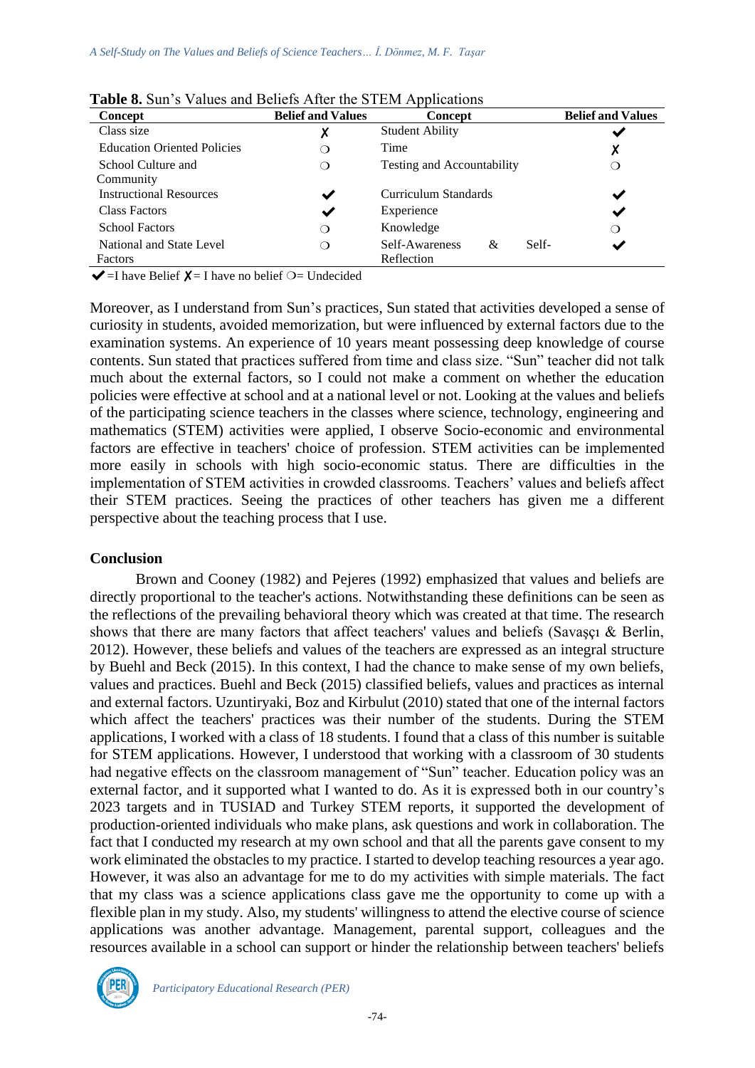**Table 8.** Sun's Values and Beliefs After the STEM Applications

| Concept | Belief and Values | Concept | Belief and Values |
|---|---|---|---|
| Class size | ✗ | Student Ability | ✔ |
| Education Oriented Policies | ❍ | Time | ✗ |
| School Culture and Community | ❍ | Testing and Accountability | ❍ |
| Instructional Resources | ✔ | Curriculum Standards | ✔ |
| Class Factors | ✔ | Experience | ✔ |
| School Factors | ❍ | Knowledge | ❍ |
| National and State Level Factors | ❍ | Self-Awareness & Self-Reflection | ✔ |

✔ =I have Belief ✗= I have no belief ❍= Undecided

Moreover, as I understand from Sun's practices, Sun stated that activities developed a sense of curiosity in students, avoided memorization, but were influenced by external factors due to the examination systems. An experience of 10 years meant possessing deep knowledge of course contents. Sun stated that practices suffered from time and class size. "Sun" teacher did not talk much about the external factors, so I could not make a comment on whether the education policies were effective at school and at a national level or not. Looking at the values and beliefs of the participating science teachers in the classes where science, technology, engineering and mathematics (STEM) activities were applied, I observe Socio-economic and environmental factors are effective in teachers' choice of profession. STEM activities can be implemented more easily in schools with high socio-economic status. There are difficulties in the implementation of STEM activities in crowded classrooms. Teachers' values and beliefs affect their STEM practices. Seeing the practices of other teachers has given me a different perspective about the teaching process that I use.

## Conclusion

Brown and Cooney (1982) and Pejeres (1992) emphasized that values and beliefs are directly proportional to the teacher's actions. Notwithstanding these definitions can be seen as the reflections of the prevailing behavioral theory which was created at that time. The research shows that there are many factors that affect teachers' values and beliefs (Savaşçı & Berlin, 2012). However, these beliefs and values of the teachers are expressed as an integral structure by Buehl and Beck (2015). In this context, I had the chance to make sense of my own beliefs, values and practices. Buehl and Beck (2015) classified beliefs, values and practices as internal and external factors. Uzuntiryaki, Boz and Kirbulut (2010) stated that one of the internal factors which affect the teachers' practices was their number of the students. During the STEM applications, I worked with a class of 18 students. I found that a class of this number is suitable for STEM applications. However, I understood that working with a classroom of 30 students had negative effects on the classroom management of "Sun" teacher. Education policy was an external factor, and it supported what I wanted to do. As it is expressed both in our country's 2023 targets and in TUSIAD and Turkey STEM reports, it supported the development of production-oriented individuals who make plans, ask questions and work in collaboration. The fact that I conducted my research at my own school and that all the parents gave consent to my work eliminated the obstacles to my practice. I started to develop teaching resources a year ago. However, it was also an advantage for me to do my activities with simple materials. The fact that my class was a science applications class gave me the opportunity to come up with a flexible plan in my study. Also, my students' willingness to attend the elective course of science applications was another advantage. Management, parental support, colleagues and the resources available in a school can support or hinder the relationship between teachers' beliefs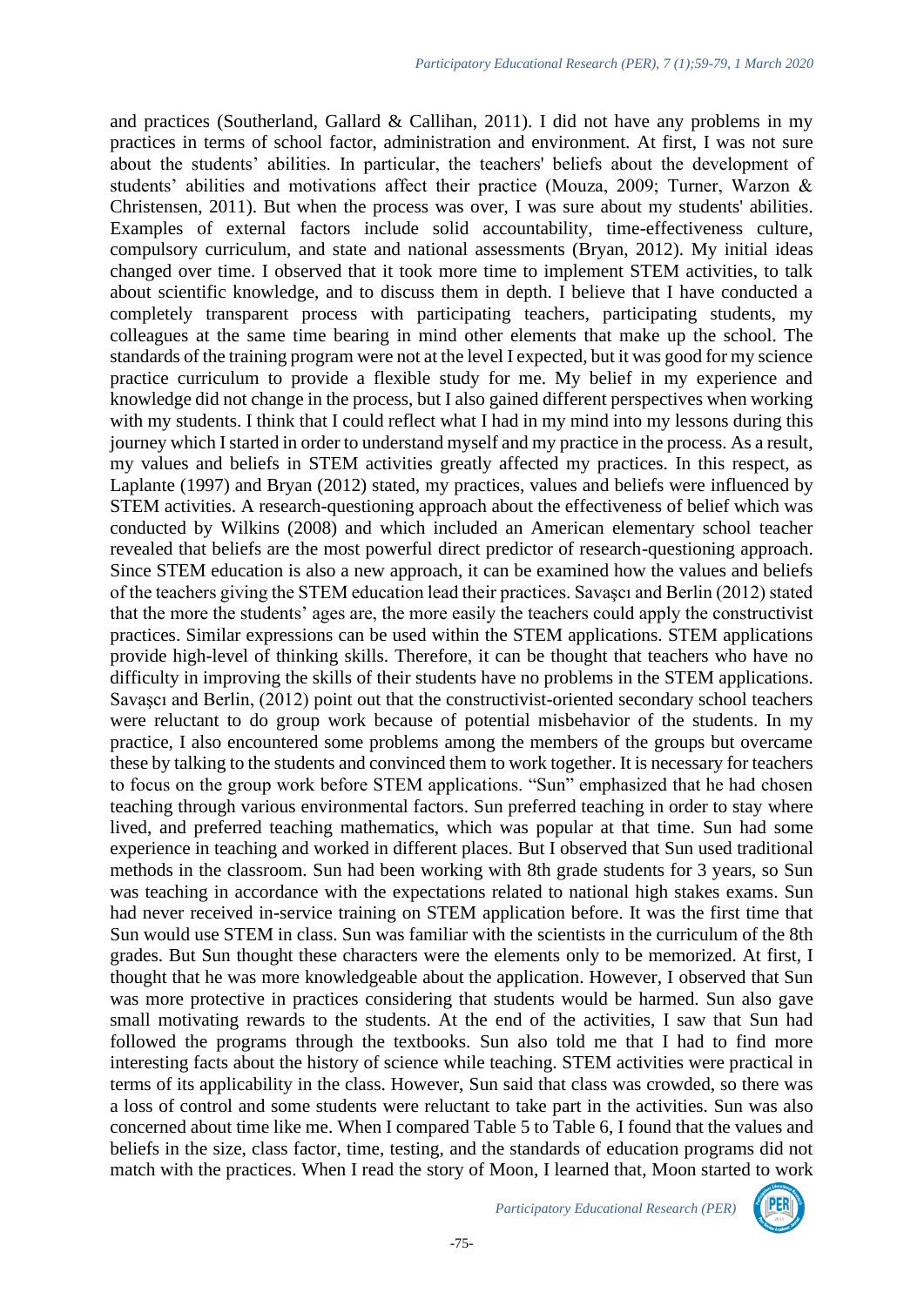and practices (Southerland, Gallard & Callihan, 2011). I did not have any problems in my practices in terms of school factor, administration and environment. At first, I was not sure about the students' abilities. In particular, the teachers' beliefs about the development of students' abilities and motivations affect their practice (Mouza, 2009; Turner, Warzon & Christensen, 2011). But when the process was over, I was sure about my students' abilities. Examples of external factors include solid accountability, time-effectiveness culture, compulsory curriculum, and state and national assessments (Bryan, 2012). My initial ideas changed over time. I observed that it took more time to implement STEM activities, to talk about scientific knowledge, and to discuss them in depth. I believe that I have conducted a completely transparent process with participating teachers, participating students, my colleagues at the same time bearing in mind other elements that make up the school. The standards of the training program were not at the level I expected, but it was good for my science practice curriculum to provide a flexible study for me. My belief in my experience and knowledge did not change in the process, but I also gained different perspectives when working with my students. I think that I could reflect what I had in my mind into my lessons during this journey which I started in order to understand myself and my practice in the process. As a result, my values and beliefs in STEM activities greatly affected my practices. In this respect, as Laplante (1997) and Bryan (2012) stated, my practices, values and beliefs were influenced by STEM activities. A research-questioning approach about the effectiveness of belief which was conducted by Wilkins (2008) and which included an American elementary school teacher revealed that beliefs are the most powerful direct predictor of research-questioning approach. Since STEM education is also a new approach, it can be examined how the values and beliefs of the teachers giving the STEM education lead their practices. Savaşcı and Berlin (2012) stated that the more the students' ages are, the more easily the teachers could apply the constructivist practices. Similar expressions can be used within the STEM applications. STEM applications provide high-level of thinking skills. Therefore, it can be thought that teachers who have no difficulty in improving the skills of their students have no problems in the STEM applications. Savaşcı and Berlin, (2012) point out that the constructivist-oriented secondary school teachers were reluctant to do group work because of potential misbehavior of the students. In my practice, I also encountered some problems among the members of the groups but overcame these by talking to the students and convinced them to work together. It is necessary for teachers to focus on the group work before STEM applications. "Sun" emphasized that he had chosen teaching through various environmental factors. Sun preferred teaching in order to stay where lived, and preferred teaching mathematics, which was popular at that time. Sun had some experience in teaching and worked in different places. But I observed that Sun used traditional methods in the classroom. Sun had been working with 8th grade students for 3 years, so Sun was teaching in accordance with the expectations related to national high stakes exams. Sun had never received in-service training on STEM application before. It was the first time that Sun would use STEM in class. Sun was familiar with the scientists in the curriculum of the 8th grades. But Sun thought these characters were the elements only to be memorized. At first, I thought that he was more knowledgeable about the application. However, I observed that Sun was more protective in practices considering that students would be harmed. Sun also gave small motivating rewards to the students. At the end of the activities, I saw that Sun had followed the programs through the textbooks. Sun also told me that I had to find more interesting facts about the history of science while teaching. STEM activities were practical in terms of its applicability in the class. However, Sun said that class was crowded, so there was a loss of control and some students were reluctant to take part in the activities. Sun was also concerned about time like me. When I compared Table 5 to Table 6, I found that the values and beliefs in the size, class factor, time, testing, and the standards of education programs did not match with the practices. When I read the story of Moon, I learned that, Moon started to work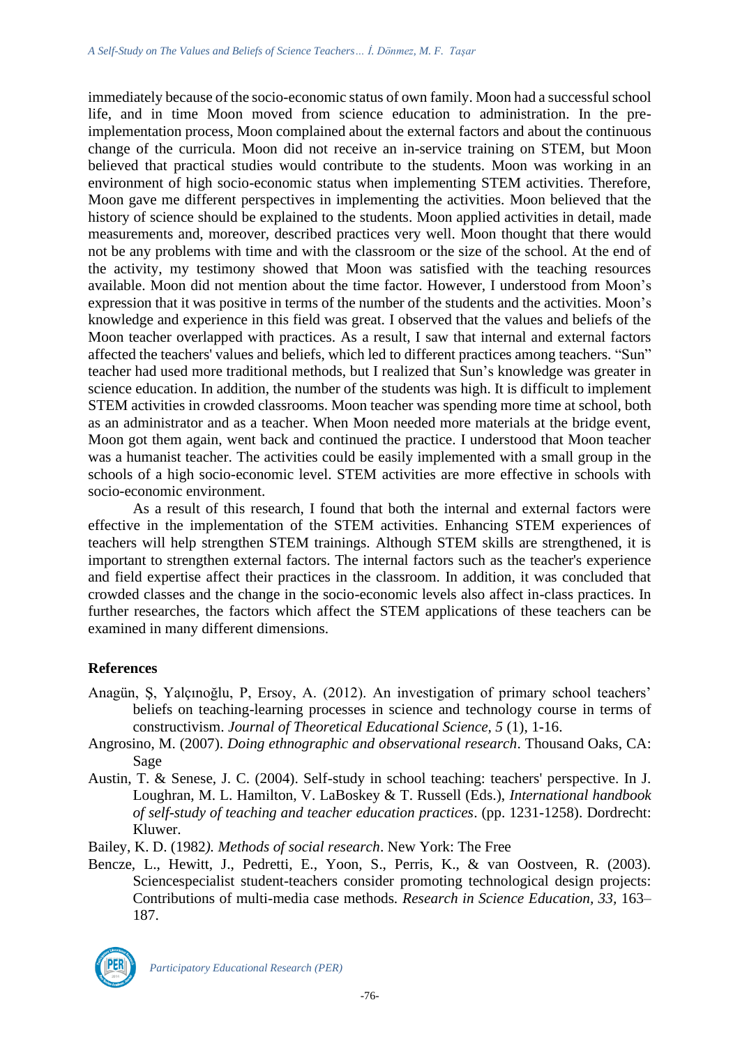immediately because of the socio-economic status of own family. Moon had a successful school life, and in time Moon moved from science education to administration. In the pre-implementation process, Moon complained about the external factors and about the continuous change of the curricula. Moon did not receive an in-service training on STEM, but Moon believed that practical studies would contribute to the students. Moon was working in an environment of high socio-economic status when implementing STEM activities. Therefore, Moon gave me different perspectives in implementing the activities. Moon believed that the history of science should be explained to the students. Moon applied activities in detail, made measurements and, moreover, described practices very well. Moon thought that there would not be any problems with time and with the classroom or the size of the school. At the end of the activity, my testimony showed that Moon was satisfied with the teaching resources available. Moon did not mention about the time factor. However, I understood from Moon's expression that it was positive in terms of the number of the students and the activities. Moon's knowledge and experience in this field was great. I observed that the values and beliefs of the Moon teacher overlapped with practices. As a result, I saw that internal and external factors affected the teachers' values and beliefs, which led to different practices among teachers. "Sun" teacher had used more traditional methods, but I realized that Sun's knowledge was greater in science education. In addition, the number of the students was high. It is difficult to implement STEM activities in crowded classrooms. Moon teacher was spending more time at school, both as an administrator and as a teacher. When Moon needed more materials at the bridge event, Moon got them again, went back and continued the practice. I understood that Moon teacher was a humanist teacher. The activities could be easily implemented with a small group in the schools of a high socio-economic level. STEM activities are more effective in schools with socio-economic environment.

As a result of this research, I found that both the internal and external factors were effective in the implementation of the STEM activities. Enhancing STEM experiences of teachers will help strengthen STEM trainings. Although STEM skills are strengthened, it is important to strengthen external factors. The internal factors such as the teacher's experience and field expertise affect their practices in the classroom. In addition, it was concluded that crowded classes and the change in the socio-economic levels also affect in-class practices. In further researches, the factors which affect the STEM applications of these teachers can be examined in many different dimensions.

## References

Anagün, Ş, Yalçınoğlu, P, Ersoy, A. (2012). An investigation of primary school teachers' beliefs on teaching-learning processes in science and technology course in terms of constructivism. *Journal of Theoretical Educational Science, 5* (1), 1-16.

Angrosino, M. (2007). *Doing ethnographic and observational research*. Thousand Oaks, CA: Sage

Austin, T. & Senese, J. C. (2004). Self-study in school teaching: teachers' perspective. In J. Loughran, M. L. Hamilton, V. LaBoskey & T. Russell (Eds.), *International handbook of self-study of teaching and teacher education practices*. (pp. 1231-1258). Dordrecht: Kluwer.

Bailey, K. D. (1982*). Methods of social research*. New York: The Free

Bencze, L., Hewitt, J., Pedretti, E., Yoon, S., Perris, K., & van Oostveen, R. (2003). Sciencespecialist student-teachers consider promoting technological design projects: Contributions of multi-media case methods. *Research in Science Education, 33,* 163–187.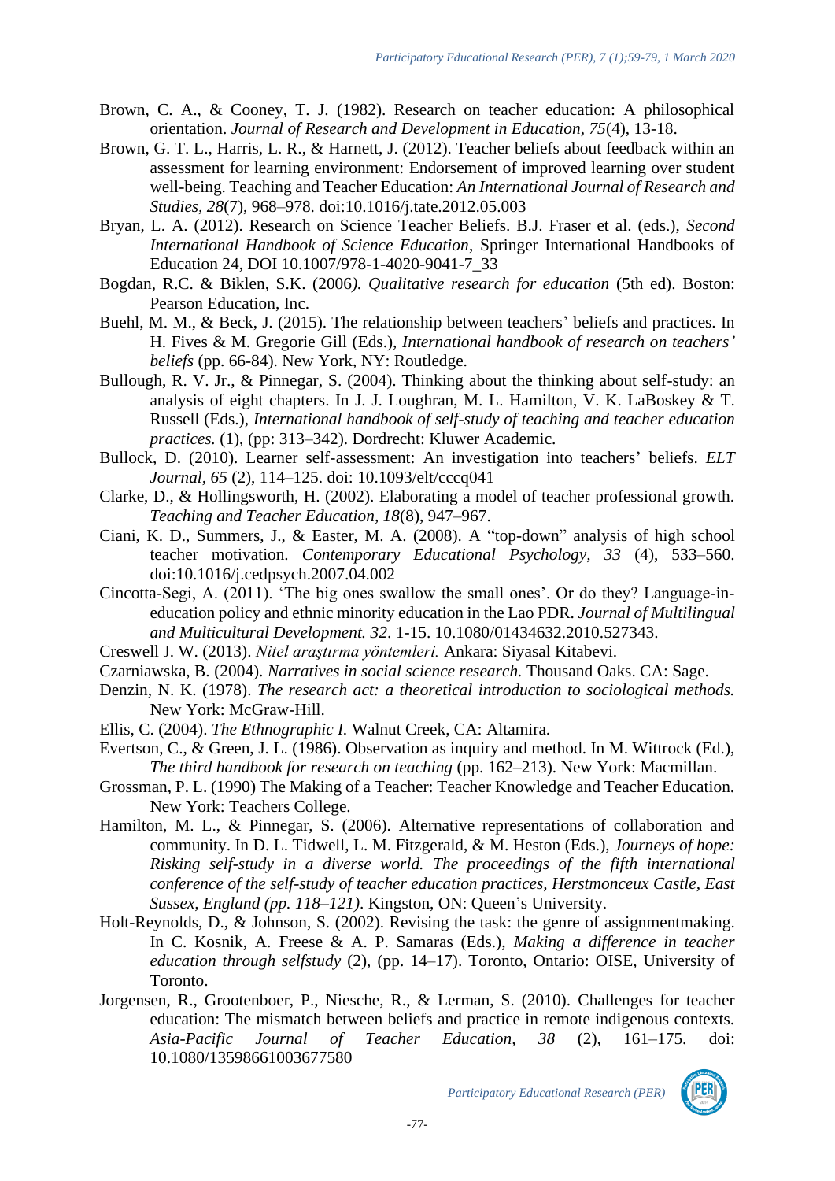Brown, C. A., & Cooney, T. J. (1982). Research on teacher education: A philosophical orientation. *Journal of Research and Development in Education*, *75*(4), 13-18.

Brown, G. T. L., Harris, L. R., & Harnett, J. (2012). Teacher beliefs about feedback within an assessment for learning environment: Endorsement of improved learning over student well-being. Teaching and Teacher Education: *An International Journal of Research and Studies*, *28*(7), 968–978. doi:10.1016/j.tate.2012.05.003

Bryan, L. A. (2012). Research on Science Teacher Beliefs. B.J. Fraser et al. (eds.), *Second International Handbook of Science Education*, Springer International Handbooks of Education 24, DOI 10.1007/978-1-4020-9041-7_33

Bogdan, R.C. & Biklen, S.K. (2006*). Qualitative research for education* (5th ed). Boston: Pearson Education, Inc.

Buehl, M. M., & Beck, J. (2015). The relationship between teachers' beliefs and practices. In H. Fives & M. Gregorie Gill (Eds.), *International handbook of research on teachers' beliefs* (pp. 66-84). New York, NY: Routledge.

Bullough, R. V. Jr., & Pinnegar, S. (2004). Thinking about the thinking about self-study: an analysis of eight chapters. In J. J. Loughran, M. L. Hamilton, V. K. LaBoskey & T. Russell (Eds.), *International handbook of self-study of teaching and teacher education practices.* (1), (pp: 313–342). Dordrecht: Kluwer Academic.

Bullock, D. (2010). Learner self-assessment: An investigation into teachers' beliefs. *ELT Journal, 65* (2), 114–125. doi: 10.1093/elt/cccq041

Clarke, D., & Hollingsworth, H. (2002). Elaborating a model of teacher professional growth. *Teaching and Teacher Education, 18*(8), 947–967.

Ciani, K. D., Summers, J., & Easter, M. A. (2008). A "top-down" analysis of high school teacher motivation. *Contemporary Educational Psychology, 33* (4), 533–560. doi:10.1016/j.cedpsych.2007.04.002

Cincotta-Segi, A. (2011). 'The big ones swallow the small ones'. Or do they? Language-in-education policy and ethnic minority education in the Lao PDR. *Journal of Multilingual and Multicultural Development. 32*. 1-15. 10.1080/01434632.2010.527343.

Creswell J. W. (2013). *Nitel araştırma yöntemleri.* Ankara: Siyasal Kitabevi.

Czarniawska, B. (2004). *Narratives in social science research.* Thousand Oaks. CA: Sage.

Denzin, N. K. (1978). *The research act: a theoretical introduction to sociological methods.* New York: McGraw-Hill.

Ellis, C. (2004). *The Ethnographic I.* Walnut Creek, CA: Altamira.

Evertson, C., & Green, J. L. (1986). Observation as inquiry and method. In M. Wittrock (Ed.), *The third handbook for research on teaching* (pp. 162–213). New York: Macmillan.

Grossman, P. L. (1990) The Making of a Teacher: Teacher Knowledge and Teacher Education. New York: Teachers College.

Hamilton, M. L., & Pinnegar, S. (2006). Alternative representations of collaboration and community. In D. L. Tidwell, L. M. Fitzgerald, & M. Heston (Eds.), *Journeys of hope: Risking self-study in a diverse world. The proceedings of the fifth international conference of the self-study of teacher education practices, Herstmonceux Castle, East Sussex, England (pp. 118–121)*. Kingston, ON: Queen's University.

Holt-Reynolds, D., & Johnson, S. (2002). Revising the task: the genre of assignmentmaking. In C. Kosnik, A. Freese & A. P. Samaras (Eds.), *Making a difference in teacher education through selfstudy* (2), (pp. 14–17). Toronto, Ontario: OISE, University of Toronto.

Jorgensen, R., Grootenboer, P., Niesche, R., & Lerman, S. (2010). Challenges for teacher education: The mismatch between beliefs and practice in remote indigenous contexts. *Asia-Pacific Journal of Teacher Education, 38* (2), 161–175. doi: 10.1080/13598661003677580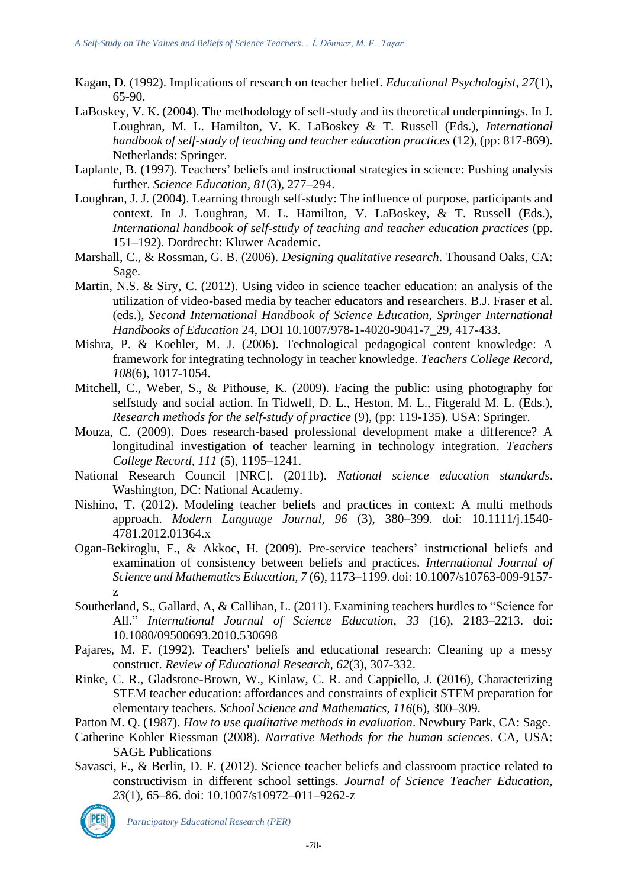Kagan, D. (1992). Implications of research on teacher belief. *Educational Psychologist, 27*(1), 65-90.

LaBoskey, V. K. (2004). The methodology of self-study and its theoretical underpinnings. In J. Loughran, M. L. Hamilton, V. K. LaBoskey & T. Russell (Eds.), *International handbook of self-study of teaching and teacher education practices* (12), (pp: 817-869). Netherlands: Springer.

Laplante, B. (1997). Teachers' beliefs and instructional strategies in science: Pushing analysis further. *Science Education, 81*(3), 277–294.

Loughran, J. J. (2004). Learning through self-study: The influence of purpose, participants and context. In J. Loughran, M. L. Hamilton, V. LaBoskey, & T. Russell (Eds.), *International handbook of self-study of teaching and teacher education practices* (pp. 151–192). Dordrecht: Kluwer Academic.

Marshall, C., & Rossman, G. B. (2006). *Designing qualitative research*. Thousand Oaks, CA: Sage.

Martin, N.S. & Siry, C. (2012). Using video in science teacher education: an analysis of the utilization of video-based media by teacher educators and researchers. B.J. Fraser et al. (eds.), *Second International Handbook of Science Education, Springer International Handbooks of Education* 24, DOI 10.1007/978-1-4020-9041-7_29, 417-433.

Mishra, P. & Koehler, M. J. (2006). Technological pedagogical content knowledge: A framework for integrating technology in teacher knowledge. *Teachers College Record, 108*(6), 1017-1054.

Mitchell, C., Weber, S., & Pithouse, K. (2009). Facing the public: using photography for selfstudy and social action. In Tidwell, D. L., Heston, M. L., Fitgerald M. L. (Eds.), *Research methods for the self-study of practice* (9), (pp: 119-135). USA: Springer.

Mouza, C. (2009). Does research-based professional development make a difference? A longitudinal investigation of teacher learning in technology integration. *Teachers College Record, 111* (5), 1195–1241.

National Research Council [NRC]. (2011b). *National science education standards*. Washington, DC: National Academy.

Nishino, T. (2012). Modeling teacher beliefs and practices in context: A multi methods approach. *Modern Language Journal, 96* (3), 380–399. doi: 10.1111/j.1540-4781.2012.01364.x

Ogan-Bekiroglu, F., & Akkoc, H. (2009). Pre-service teachers' instructional beliefs and examination of consistency between beliefs and practices. *International Journal of Science and Mathematics Education, 7* (6), 1173–1199. doi: 10.1007/s10763-009-9157-z

Southerland, S., Gallard, A, & Callihan, L. (2011). Examining teachers hurdles to "Science for All." *International Journal of Science Education, 33* (16), 2183–2213. doi: 10.1080/09500693.2010.530698

Pajares, M. F. (1992). Teachers' beliefs and educational research: Cleaning up a messy construct. *Review of Educational Research, 62*(3), 307-332.

Rinke, C. R., Gladstone-Brown, W., Kinlaw, C. R. and Cappiello, J. (2016), Characterizing STEM teacher education: affordances and constraints of explicit STEM preparation for elementary teachers. *School Science and Mathematics, 116*(6), 300–309.

Patton M. Q. (1987). *How to use qualitative methods in evaluation*. Newbury Park, CA: Sage.

Catherine Kohler Riessman (2008). *Narrative Methods for the human sciences*. CA, USA: SAGE Publications

Savasci, F., & Berlin, D. F. (2012). Science teacher beliefs and classroom practice related to constructivism in different school settings. *Journal of Science Teacher Education, 23*(1), 65–86. doi: 10.1007/s10972–011–9262-z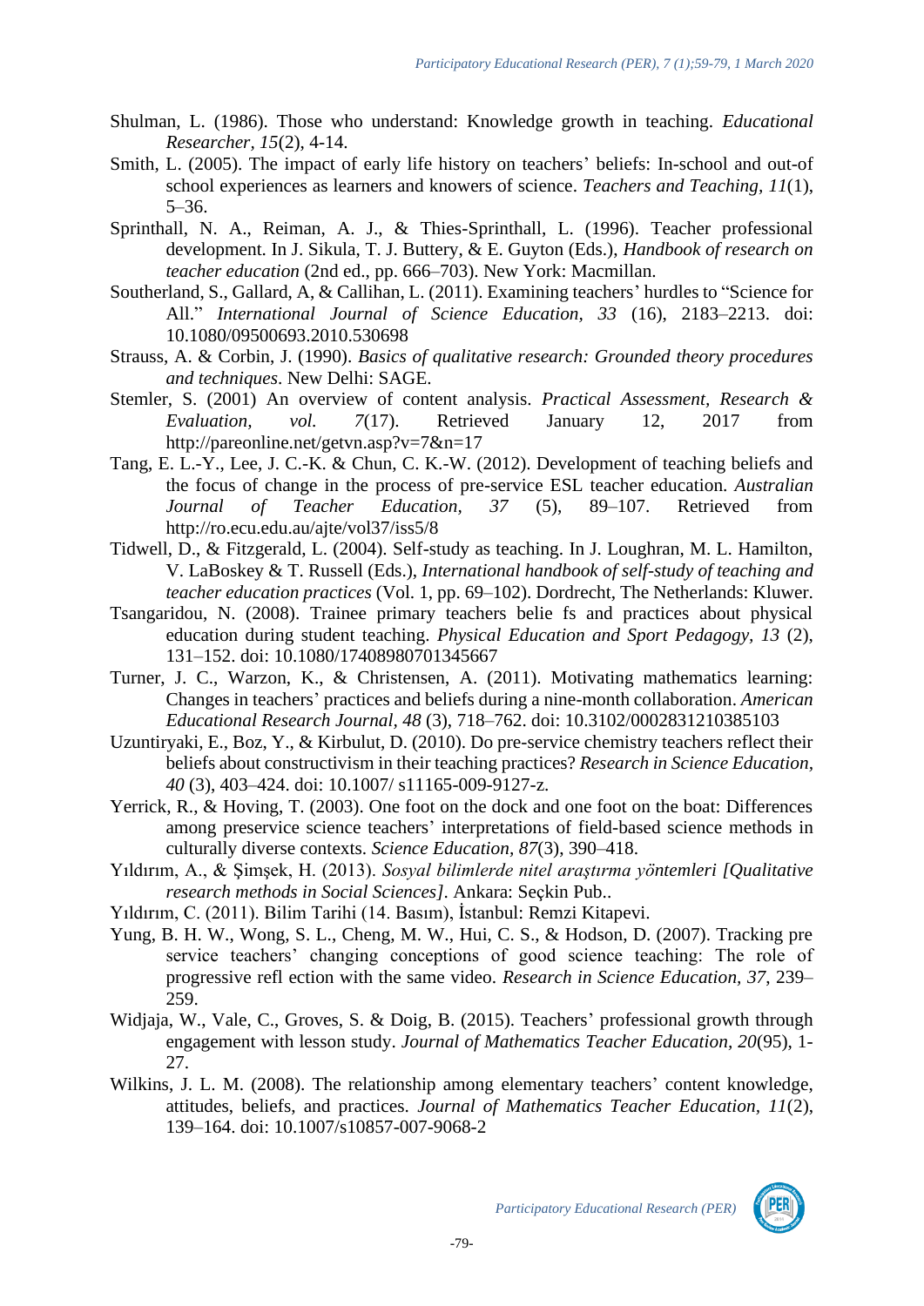Shulman, L. (1986). Those who understand: Knowledge growth in teaching. *Educational Researcher, 15*(2), 4-14.

Smith, L. (2005). The impact of early life history on teachers' beliefs: In-school and out-of school experiences as learners and knowers of science. *Teachers and Teaching, 11*(1), 5–36.

Sprinthall, N. A., Reiman, A. J., & Thies-Sprinthall, L. (1996). Teacher professional development. In J. Sikula, T. J. Buttery, & E. Guyton (Eds.), *Handbook of research on teacher education* (2nd ed., pp. 666–703). New York: Macmillan.

Southerland, S., Gallard, A, & Callihan, L. (2011). Examining teachers' hurdles to "Science for All." *International Journal of Science Education, 33* (16), 2183–2213. doi: 10.1080/09500693.2010.530698

Strauss, A. & Corbin, J. (1990). *Basics of qualitative research: Grounded theory procedures and techniques*. New Delhi: SAGE.

Stemler, S. (2001) An overview of content analysis. *Practical Assessment, Research & Evaluation, vol. 7*(17). Retrieved January 12, 2017 from http://pareonline.net/getvn.asp?v=7&n=17

Tang, E. L.-Y., Lee, J. C.-K. & Chun, C. K.-W. (2012). Development of teaching beliefs and the focus of change in the process of pre-service ESL teacher education. *Australian Journal of Teacher Education, 37* (5), 89–107. Retrieved from http://ro.ecu.edu.au/ajte/vol37/iss5/8

Tidwell, D., & Fitzgerald, L. (2004). Self-study as teaching. In J. Loughran, M. L. Hamilton, V. LaBoskey & T. Russell (Eds.), *International handbook of self-study of teaching and teacher education practices* (Vol. 1, pp. 69–102). Dordrecht, The Netherlands: Kluwer.

Tsangaridou, N. (2008). Trainee primary teachers belie fs and practices about physical education during student teaching. *Physical Education and Sport Pedagogy, 13* (2), 131–152. doi: 10.1080/17408980701345667

Turner, J. C., Warzon, K., & Christensen, A. (2011). Motivating mathematics learning: Changes in teachers' practices and beliefs during a nine-month collaboration. *American Educational Research Journal, 48* (3), 718–762. doi: 10.3102/0002831210385103

Uzuntiryaki, E., Boz, Y., & Kirbulut, D. (2010). Do pre-service chemistry teachers reflect their beliefs about constructivism in their teaching practices? *Research in Science Education, 40* (3), 403–424. doi: 10.1007/ s11165-009-9127-z.

Yerrick, R., & Hoving, T. (2003). One foot on the dock and one foot on the boat: Differences among preservice science teachers' interpretations of field-based science methods in culturally diverse contexts. *Science Education, 87*(3), 390–418.

Yıldırım, A., & Şimşek, H. (2013). *Sosyal bilimlerde nitel araştırma yöntemleri [Qualitative research methods in Social Sciences]*. Ankara: Seçkin Pub..

Yıldırım, C. (2011). Bilim Tarihi (14. Basım), İstanbul: Remzi Kitapevi.

Yung, B. H. W., Wong, S. L., Cheng, M. W., Hui, C. S., & Hodson, D. (2007). Tracking pre service teachers' changing conceptions of good science teaching: The role of progressive refl ection with the same video. *Research in Science Education, 37*, 239–259.

Widjaja, W., Vale, C., Groves, S. & Doig, B. (2015). Teachers' professional growth through engagement with lesson study. *Journal of Mathematics Teacher Education, 20*(95), 1-27.

Wilkins, J. L. M. (2008). The relationship among elementary teachers' content knowledge, attitudes, beliefs, and practices. *Journal of Mathematics Teacher Education, 11*(2), 139–164. doi: 10.1007/s10857-007-9068-2